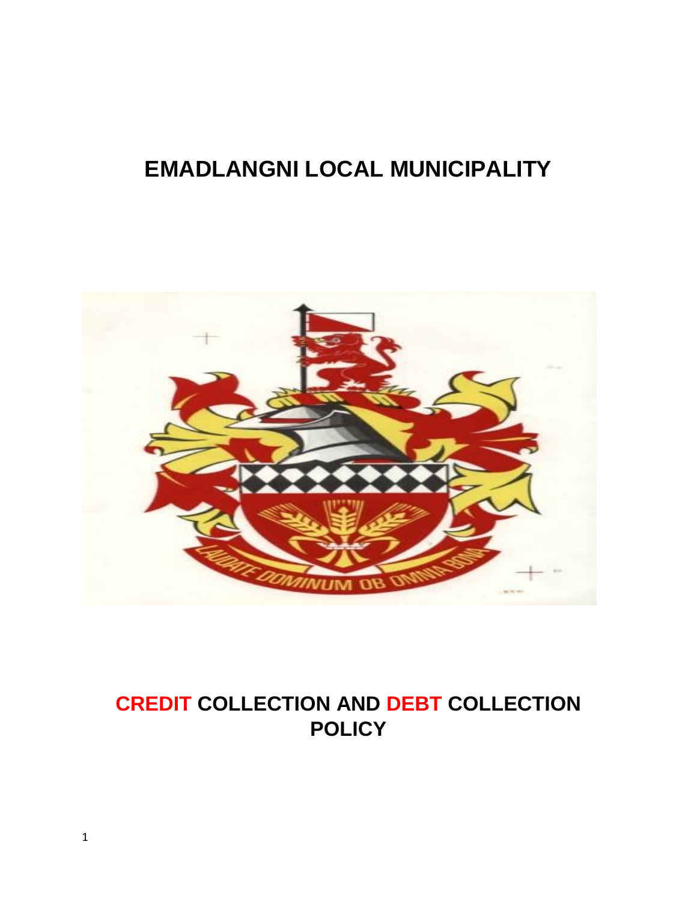# EMADLANGNI LOCAL MUNICIPALITY

# CREDIT COLLECTION AND DEBT COLLECTION POLICY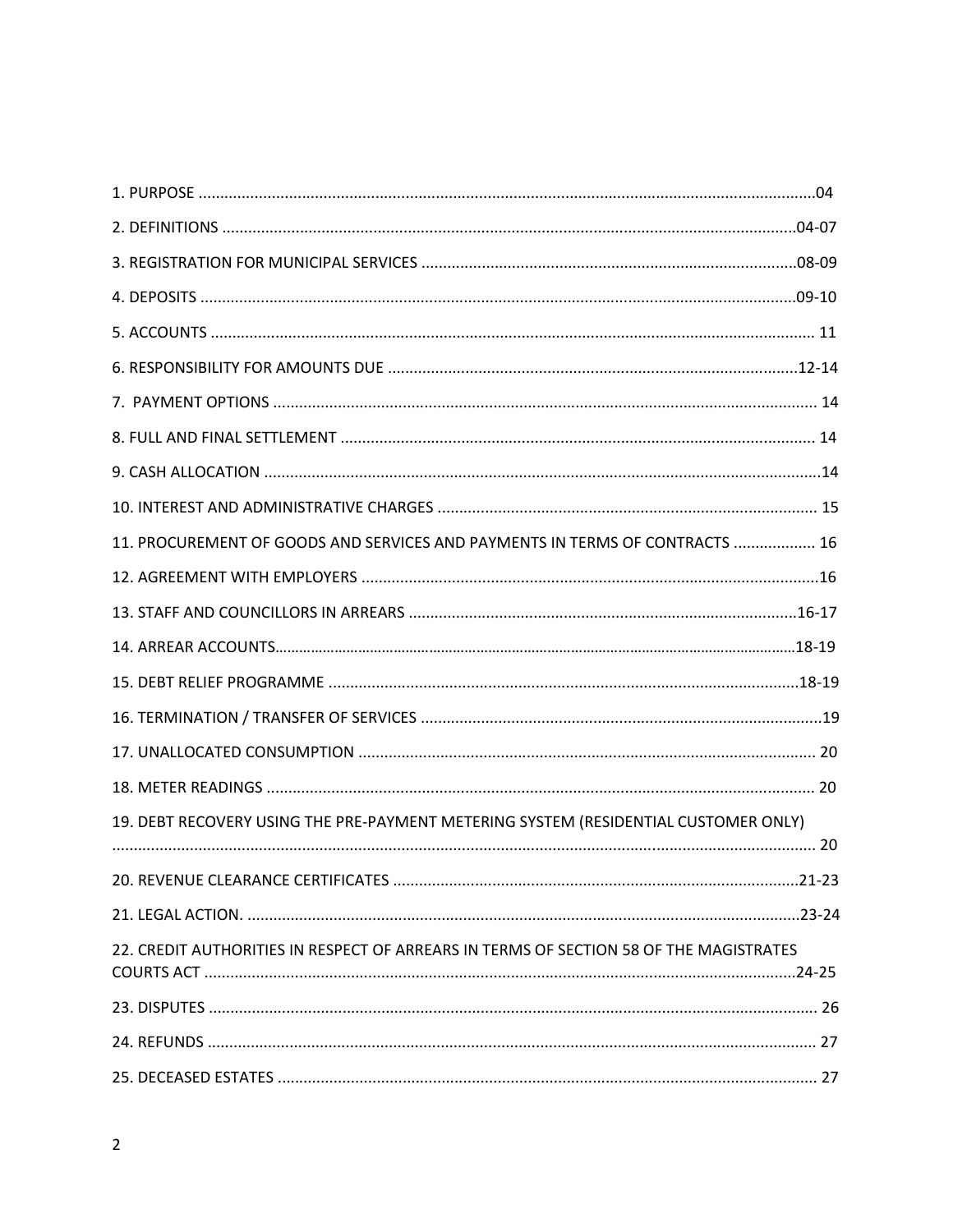1. PURPOSE ..............................................................................................................................................04

2. DEFINITIONS ......................................................................................................................................04-07

3. REGISTRATION FOR MUNICIPAL SERVICES .......................................................................................08-09

4. DEPOSITS ...........................................................................................................................................09-10

5. ACCOUNTS ........................................................................................................................................... 11

6. RESPONSIBILITY FOR AMOUNTS DUE ...............................................................................................12-14

7. PAYMENT OPTIONS ............................................................................................................................. 14

8. FULL AND FINAL SETTLEMENT ............................................................................................................. 14

9. CASH ALLOCATION ..................................................................................................................................14

10. INTEREST AND ADMINISTRATIVE CHARGES ....................................................................................... 15

11. PROCUREMENT OF GOODS AND SERVICES AND PAYMENTS IN TERMS OF CONTRACTS ................... 16

12. AGREEMENT WITH EMPLOYERS ..........................................................................................................16

13. STAFF AND COUNCILLORS IN ARREARS ..........................................................................................16-17

14. ARREAR ACCOUNTS.......................................................................................................................................18-19

15. DEBT RELIEF PROGRAMME .............................................................................................................18-19

16. TERMINATION / TRANSFER OF SERVICES .............................................................................................19

17. UNALLOCATED CONSUMPTION .......................................................................................................... 20

18. METER READINGS ............................................................................................................................... 20

19. DEBT RECOVERY USING THE PRE-PAYMENT METERING SYSTEM (RESIDENTIAL CUSTOMER ONLY) ................................................................................................................................................................... 20

20. REVENUE CLEARANCE CERTIFICATES ..............................................................................................21-23

21. LEGAL ACTION. ..................................................................................................................................23-24

22. CREDIT AUTHORITIES IN RESPECT OF ARREARS IN TERMS OF SECTION 58 OF THE MAGISTRATES COURTS ACT ..........................................................................................................................................24-25

23. DISPUTES ............................................................................................................................................. 26

24. REFUNDS ............................................................................................................................................. 27

25. DECEASED ESTATES ............................................................................................................................. 27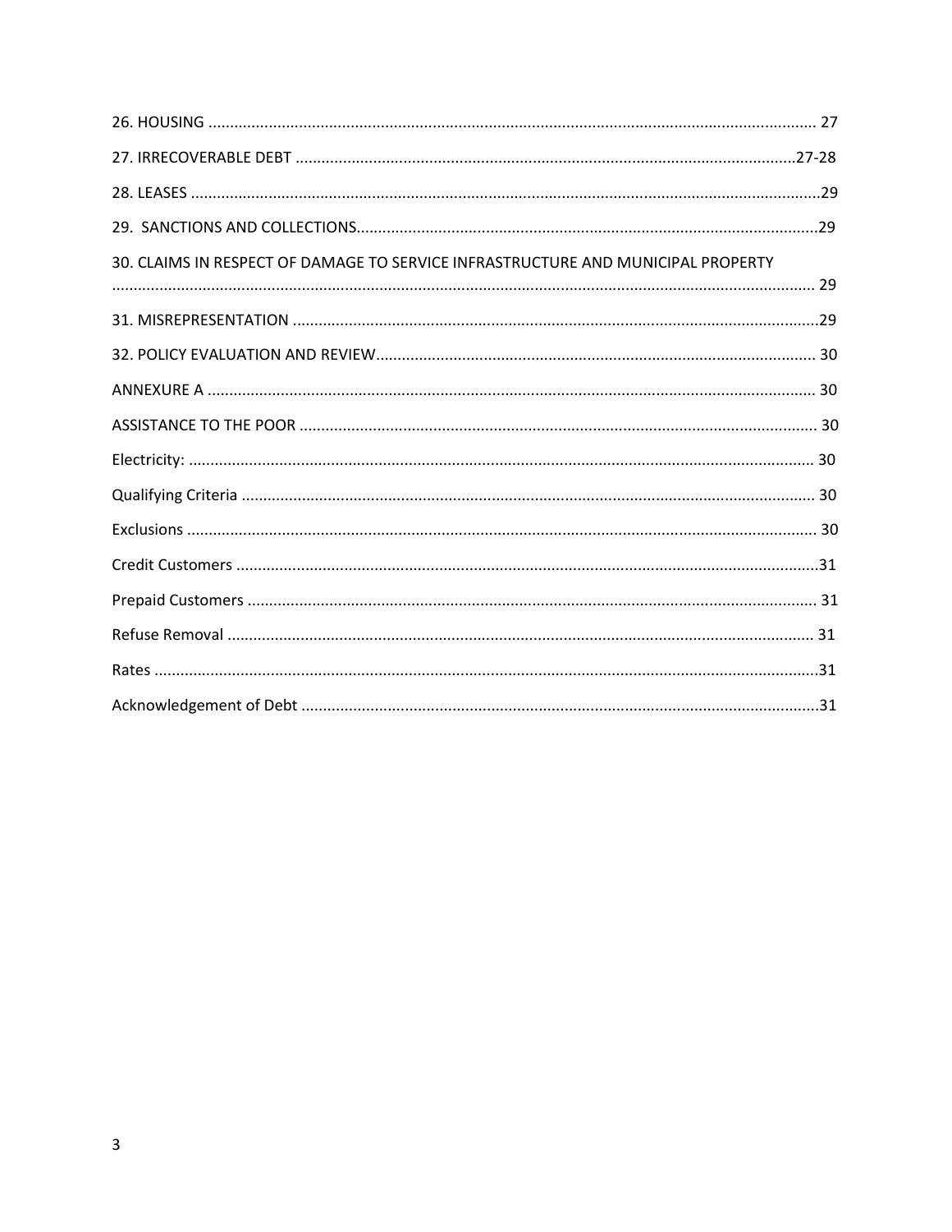26. HOUSING ........................................................................................................................................ 27

27. IRRECOVERABLE DEBT ...................................................................................................................27-28

28. LEASES ...............................................................................................................................................29

29. SANCTIONS AND COLLECTIONS.........................................................................................................29

30. CLAIMS IN RESPECT OF DAMAGE TO SERVICE INFRASTRUCTURE AND MUNICIPAL PROPERTY ................................................................................................................................................ 29

31. MISREPRESENTATION .......................................................................................................................29

32. POLICY EVALUATION AND REVIEW.................................................................................................... 30

ANNEXURE A .......................................................................................................................................... 30

ASSISTANCE TO THE POOR ...................................................................................................................... 30

Electricity: ............................................................................................................................................... 30

Qualifying Criteria ................................................................................................................................... 30

Exclusions ................................................................................................................................................ 30

Credit Customers ....................................................................................................................................31

Prepaid Customers .................................................................................................................................. 31

Refuse Removal ...................................................................................................................................... 31

Rates .......................................................................................................................................................31

Acknowledgement of Debt ......................................................................................................................31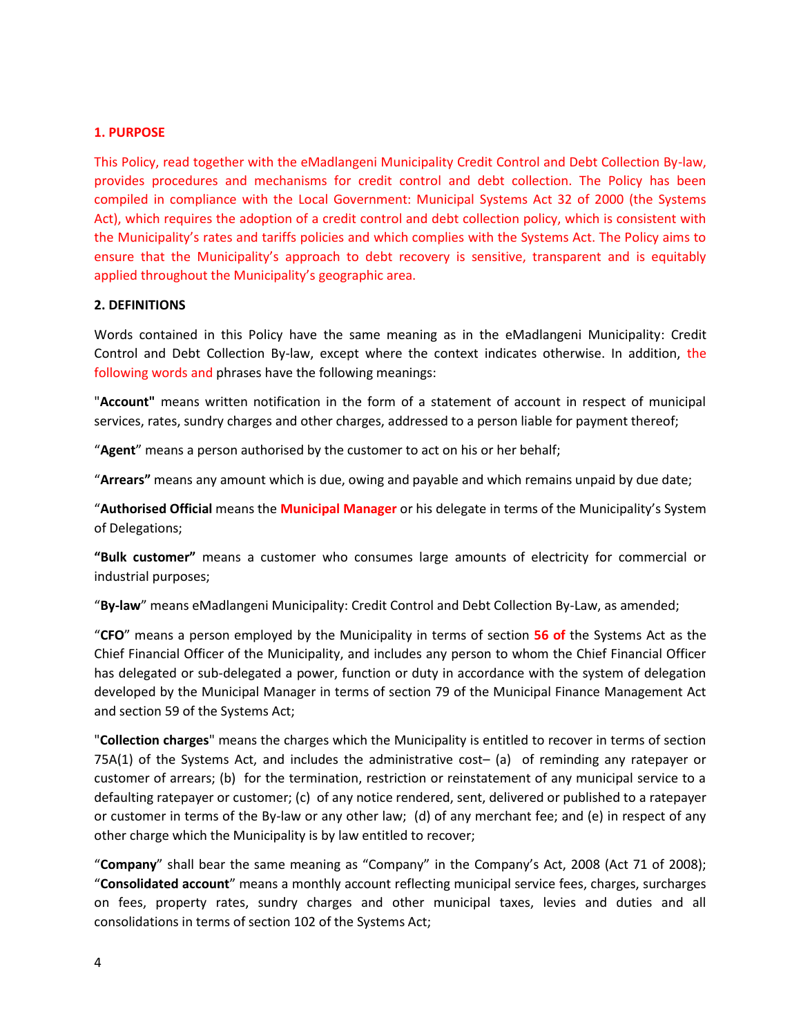## 1. PURPOSE

This Policy, read together with the eMadlangeni Municipality Credit Control and Debt Collection By-law, provides procedures and mechanisms for credit control and debt collection. The Policy has been compiled in compliance with the Local Government: Municipal Systems Act 32 of 2000 (the Systems Act), which requires the adoption of a credit control and debt collection policy, which is consistent with the Municipality's rates and tariffs policies and which complies with the Systems Act. The Policy aims to ensure that the Municipality's approach to debt recovery is sensitive, transparent and is equitably applied throughout the Municipality's geographic area.

## 2. DEFINITIONS

Words contained in this Policy have the same meaning as in the eMadlangeni Municipality: Credit Control and Debt Collection By-law, except where the context indicates otherwise. In addition, the following words and phrases have the following meanings:

"**Account"** means written notification in the form of a statement of account in respect of municipal services, rates, sundry charges and other charges, addressed to a person liable for payment thereof;

"**Agent**" means a person authorised by the customer to act on his or her behalf;

"**Arrears"** means any amount which is due, owing and payable and which remains unpaid by due date;

"**Authorised Official** means the **Municipal Manager** or his delegate in terms of the Municipality's System of Delegations;

**"Bulk customer"** means a customer who consumes large amounts of electricity for commercial or industrial purposes;

"**By-law**" means eMadlangeni Municipality: Credit Control and Debt Collection By-Law, as amended;

"**CFO**" means a person employed by the Municipality in terms of section **56 of** the Systems Act as the Chief Financial Officer of the Municipality, and includes any person to whom the Chief Financial Officer has delegated or sub-delegated a power, function or duty in accordance with the system of delegation developed by the Municipal Manager in terms of section 79 of the Municipal Finance Management Act and section 59 of the Systems Act;

"**Collection charges**" means the charges which the Municipality is entitled to recover in terms of section 75A(1) of the Systems Act, and includes the administrative cost– (a) of reminding any ratepayer or customer of arrears; (b) for the termination, restriction or reinstatement of any municipal service to a defaulting ratepayer or customer; (c) of any notice rendered, sent, delivered or published to a ratepayer or customer in terms of the By-law or any other law; (d) of any merchant fee; and (e) in respect of any other charge which the Municipality is by law entitled to recover;

"**Company**" shall bear the same meaning as "Company" in the Company's Act, 2008 (Act 71 of 2008); "**Consolidated account**" means a monthly account reflecting municipal service fees, charges, surcharges on fees, property rates, sundry charges and other municipal taxes, levies and duties and all consolidations in terms of section 102 of the Systems Act;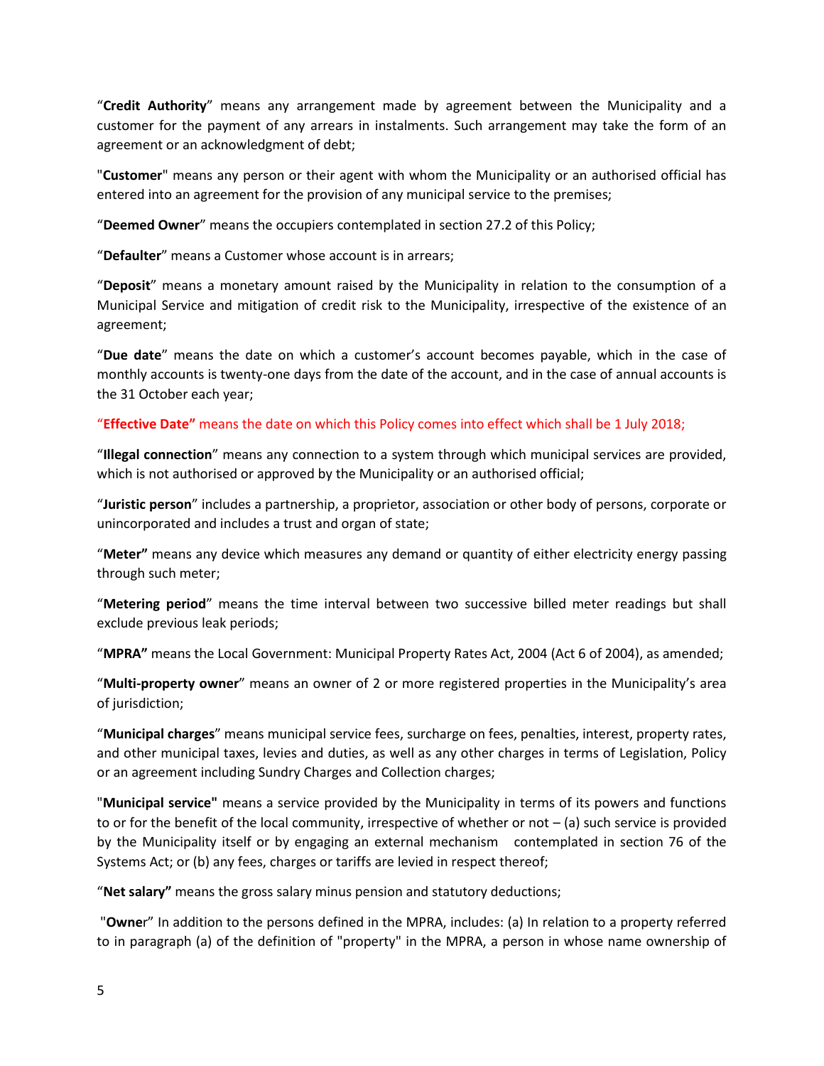"**Credit Authority**" means any arrangement made by agreement between the Municipality and a customer for the payment of any arrears in instalments. Such arrangement may take the form of an agreement or an acknowledgment of debt;

"**Customer**" means any person or their agent with whom the Municipality or an authorised official has entered into an agreement for the provision of any municipal service to the premises;

"**Deemed Owner**" means the occupiers contemplated in section 27.2 of this Policy;

"**Defaulter**" means a Customer whose account is in arrears;

"**Deposit**" means a monetary amount raised by the Municipality in relation to the consumption of a Municipal Service and mitigation of credit risk to the Municipality, irrespective of the existence of an agreement;

"**Due date**" means the date on which a customer's account becomes payable, which in the case of monthly accounts is twenty-one days from the date of the account, and in the case of annual accounts is the 31 October each year;

"**Effective Date**" means the date on which this Policy comes into effect which shall be 1 July 2018;

"**Illegal connection**" means any connection to a system through which municipal services are provided, which is not authorised or approved by the Municipality or an authorised official;

"**Juristic person**" includes a partnership, a proprietor, association or other body of persons, corporate or unincorporated and includes a trust and organ of state;

"**Meter**" means any device which measures any demand or quantity of either electricity energy passing through such meter;

"**Metering period**" means the time interval between two successive billed meter readings but shall exclude previous leak periods;

"**MPRA**" means the Local Government: Municipal Property Rates Act, 2004 (Act 6 of 2004), as amended;

"**Multi-property owner**" means an owner of 2 or more registered properties in the Municipality's area of jurisdiction;

"**Municipal charges**" means municipal service fees, surcharge on fees, penalties, interest, property rates, and other municipal taxes, levies and duties, as well as any other charges in terms of Legislation, Policy or an agreement including Sundry Charges and Collection charges;

"**Municipal service**" means a service provided by the Municipality in terms of its powers and functions to or for the benefit of the local community, irrespective of whether or not – (a) such service is provided by the Municipality itself or by engaging an external mechanism contemplated in section 76 of the Systems Act; or (b) any fees, charges or tariffs are levied in respect thereof;

"**Net salary**" means the gross salary minus pension and statutory deductions;

"**Owner**" In addition to the persons defined in the MPRA, includes: (a) In relation to a property referred to in paragraph (a) of the definition of "property" in the MPRA, a person in whose name ownership of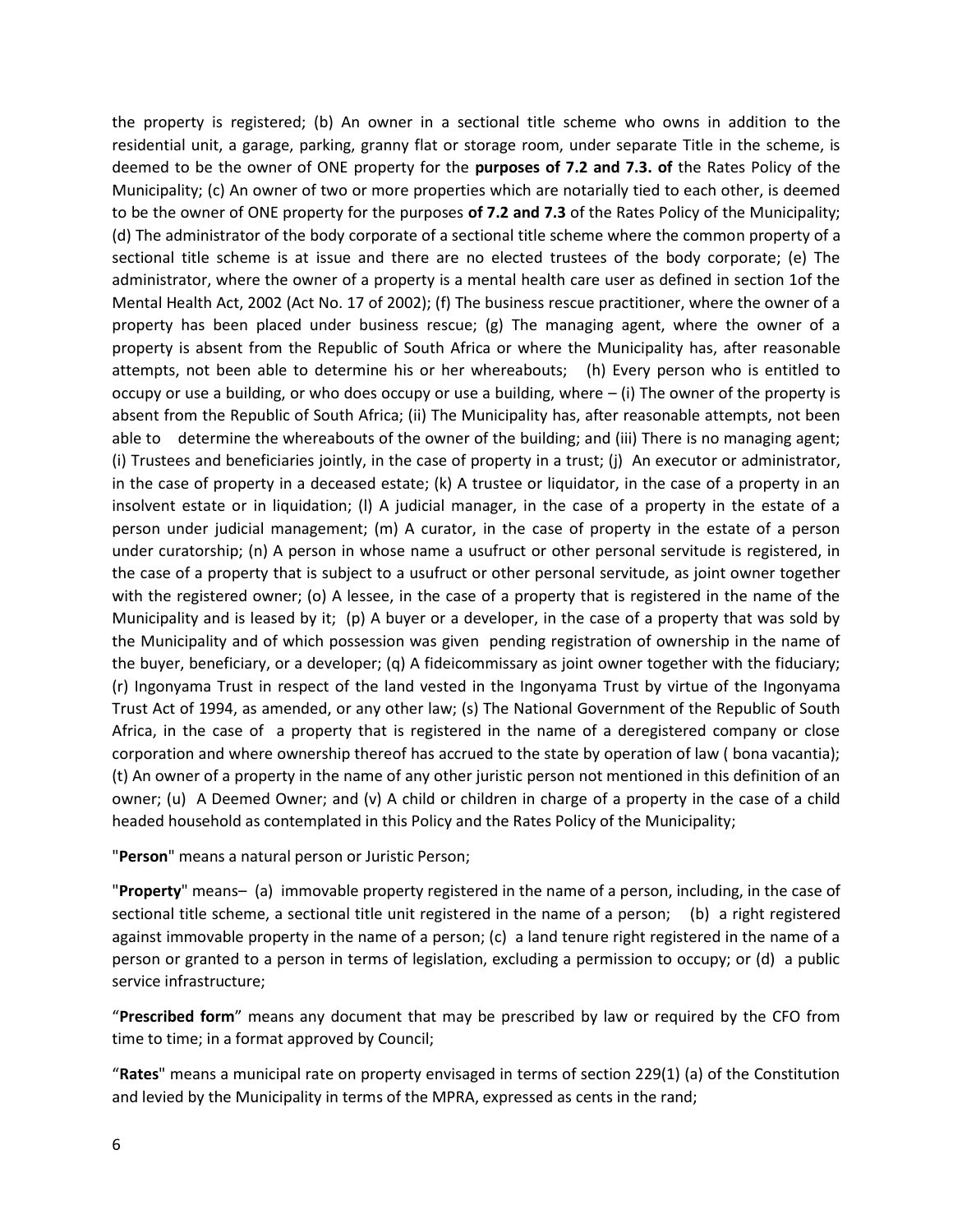the property is registered; (b) An owner in a sectional title scheme who owns in addition to the residential unit, a garage, parking, granny flat or storage room, under separate Title in the scheme, is deemed to be the owner of ONE property for the **purposes of 7.2 and 7.3. of** the Rates Policy of the Municipality; (c) An owner of two or more properties which are notarially tied to each other, is deemed to be the owner of ONE property for the purposes **of 7.2 and 7.3** of the Rates Policy of the Municipality; (d) The administrator of the body corporate of a sectional title scheme where the common property of a sectional title scheme is at issue and there are no elected trustees of the body corporate; (e) The administrator, where the owner of a property is a mental health care user as defined in section 1of the Mental Health Act, 2002 (Act No. 17 of 2002); (f) The business rescue practitioner, where the owner of a property has been placed under business rescue; (g) The managing agent, where the owner of a property is absent from the Republic of South Africa or where the Municipality has, after reasonable attempts, not been able to determine his or her whereabouts; (h) Every person who is entitled to occupy or use a building, or who does occupy or use a building, where – (i) The owner of the property is absent from the Republic of South Africa; (ii) The Municipality has, after reasonable attempts, not been able to determine the whereabouts of the owner of the building; and (iii) There is no managing agent; (i) Trustees and beneficiaries jointly, in the case of property in a trust; (j) An executor or administrator, in the case of property in a deceased estate; (k) A trustee or liquidator, in the case of a property in an insolvent estate or in liquidation; (l) A judicial manager, in the case of a property in the estate of a person under judicial management; (m) A curator, in the case of property in the estate of a person under curatorship; (n) A person in whose name a usufruct or other personal servitude is registered, in the case of a property that is subject to a usufruct or other personal servitude, as joint owner together with the registered owner; (o) A lessee, in the case of a property that is registered in the name of the Municipality and is leased by it; (p) A buyer or a developer, in the case of a property that was sold by the Municipality and of which possession was given pending registration of ownership in the name of the buyer, beneficiary, or a developer; (q) A fideicommissary as joint owner together with the fiduciary; (r) Ingonyama Trust in respect of the land vested in the Ingonyama Trust by virtue of the Ingonyama Trust Act of 1994, as amended, or any other law; (s) The National Government of the Republic of South Africa, in the case of a property that is registered in the name of a deregistered company or close corporation and where ownership thereof has accrued to the state by operation of law ( bona vacantia); (t) An owner of a property in the name of any other juristic person not mentioned in this definition of an owner; (u) A Deemed Owner; and (v) A child or children in charge of a property in the case of a child headed household as contemplated in this Policy and the Rates Policy of the Municipality;

"**Person**" means a natural person or Juristic Person;

"**Property**" means– (a) immovable property registered in the name of a person, including, in the case of sectional title scheme, a sectional title unit registered in the name of a person; (b) a right registered against immovable property in the name of a person; (c) a land tenure right registered in the name of a person or granted to a person in terms of legislation, excluding a permission to occupy; or (d) a public service infrastructure;

"**Prescribed form**" means any document that may be prescribed by law or required by the CFO from time to time; in a format approved by Council;

"**Rates**" means a municipal rate on property envisaged in terms of section 229(1) (a) of the Constitution and levied by the Municipality in terms of the MPRA, expressed as cents in the rand;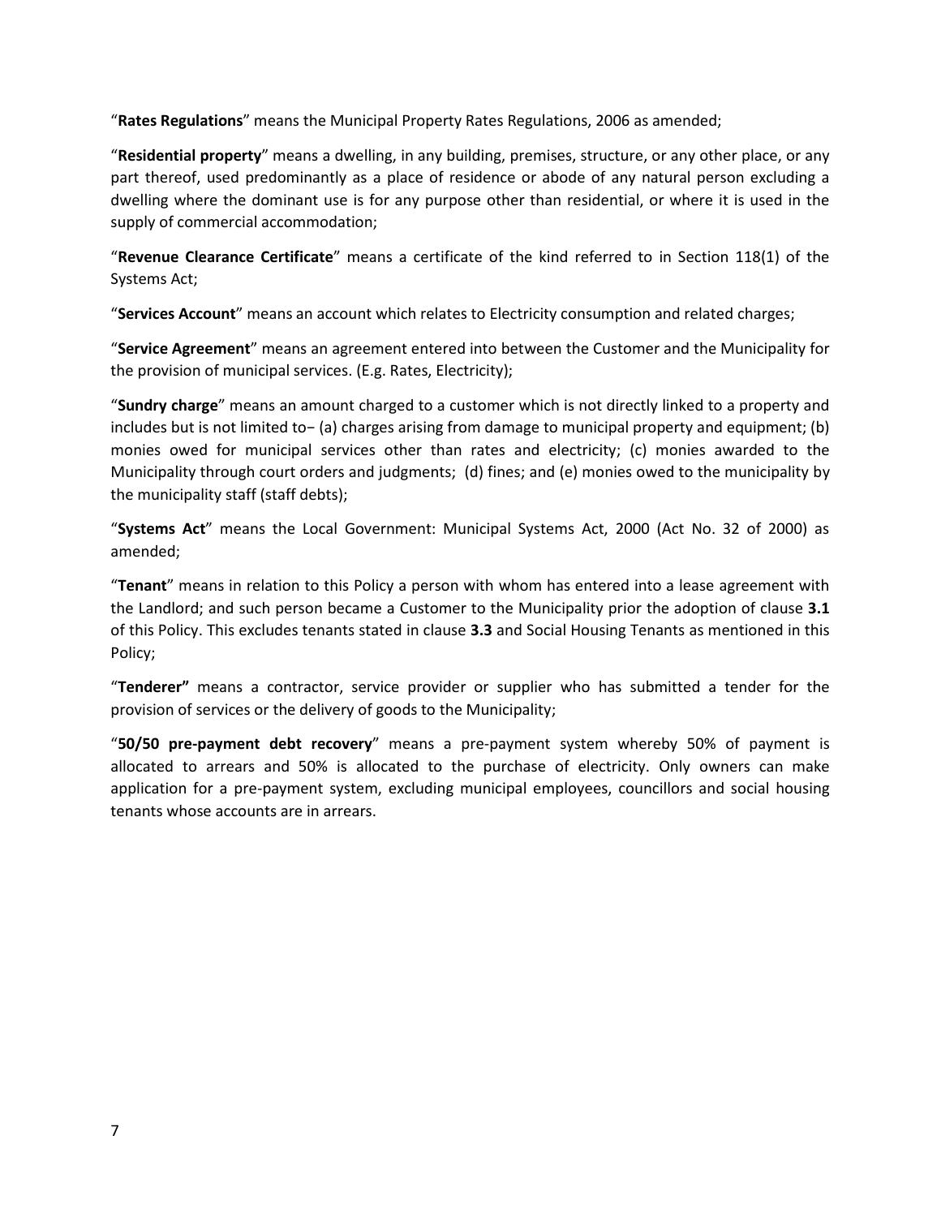"**Rates Regulations**" means the Municipal Property Rates Regulations, 2006 as amended;

"**Residential property**" means a dwelling, in any building, premises, structure, or any other place, or any part thereof, used predominantly as a place of residence or abode of any natural person excluding a dwelling where the dominant use is for any purpose other than residential, or where it is used in the supply of commercial accommodation;

"**Revenue Clearance Certificate**" means a certificate of the kind referred to in Section 118(1) of the Systems Act;

"**Services Account**" means an account which relates to Electricity consumption and related charges;

"**Service Agreement**" means an agreement entered into between the Customer and the Municipality for the provision of municipal services. (E.g. Rates, Electricity);

"**Sundry charge**" means an amount charged to a customer which is not directly linked to a property and includes but is not limited to− (a) charges arising from damage to municipal property and equipment; (b) monies owed for municipal services other than rates and electricity; (c) monies awarded to the Municipality through court orders and judgments; (d) fines; and (e) monies owed to the municipality by the municipality staff (staff debts);

"**Systems Act**" means the Local Government: Municipal Systems Act, 2000 (Act No. 32 of 2000) as amended;

"**Tenant**" means in relation to this Policy a person with whom has entered into a lease agreement with the Landlord; and such person became a Customer to the Municipality prior the adoption of clause **3.1** of this Policy. This excludes tenants stated in clause **3.3** and Social Housing Tenants as mentioned in this Policy;

"**Tenderer"** means a contractor, service provider or supplier who has submitted a tender for the provision of services or the delivery of goods to the Municipality;

"**50/50 pre-payment debt recovery**" means a pre-payment system whereby 50% of payment is allocated to arrears and 50% is allocated to the purchase of electricity. Only owners can make application for a pre-payment system, excluding municipal employees, councillors and social housing tenants whose accounts are in arrears.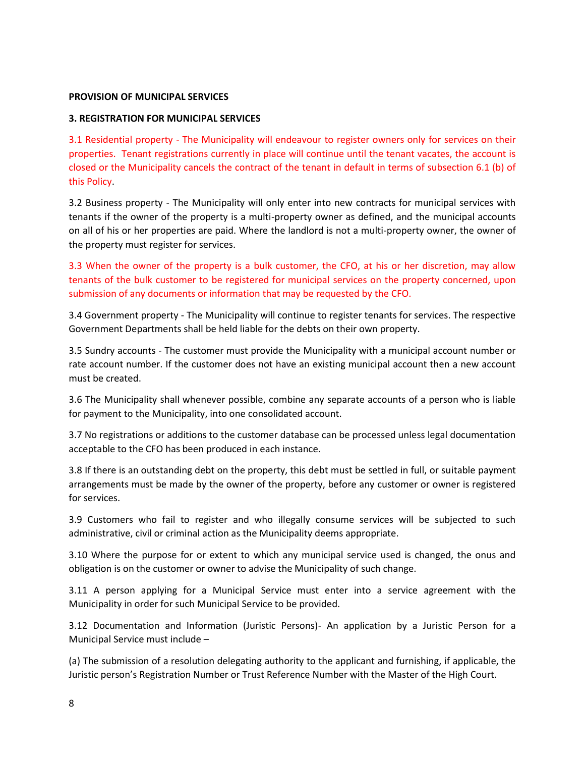**PROVISION OF MUNICIPAL SERVICES**

**3. REGISTRATION FOR MUNICIPAL SERVICES**

3.1 Residential property - The Municipality will endeavour to register owners only for services on their properties. Tenant registrations currently in place will continue until the tenant vacates, the account is closed or the Municipality cancels the contract of the tenant in default in terms of subsection 6.1 (b) of this Policy.

3.2 Business property - The Municipality will only enter into new contracts for municipal services with tenants if the owner of the property is a multi-property owner as defined, and the municipal accounts on all of his or her properties are paid. Where the landlord is not a multi-property owner, the owner of the property must register for services.

3.3 When the owner of the property is a bulk customer, the CFO, at his or her discretion, may allow tenants of the bulk customer to be registered for municipal services on the property concerned, upon submission of any documents or information that may be requested by the CFO.

3.4 Government property - The Municipality will continue to register tenants for services. The respective Government Departments shall be held liable for the debts on their own property.

3.5 Sundry accounts - The customer must provide the Municipality with a municipal account number or rate account number. If the customer does not have an existing municipal account then a new account must be created.

3.6 The Municipality shall whenever possible, combine any separate accounts of a person who is liable for payment to the Municipality, into one consolidated account.

3.7 No registrations or additions to the customer database can be processed unless legal documentation acceptable to the CFO has been produced in each instance.

3.8 If there is an outstanding debt on the property, this debt must be settled in full, or suitable payment arrangements must be made by the owner of the property, before any customer or owner is registered for services.

3.9 Customers who fail to register and who illegally consume services will be subjected to such administrative, civil or criminal action as the Municipality deems appropriate.

3.10 Where the purpose for or extent to which any municipal service used is changed, the onus and obligation is on the customer or owner to advise the Municipality of such change.

3.11 A person applying for a Municipal Service must enter into a service agreement with the Municipality in order for such Municipal Service to be provided.

3.12 Documentation and Information (Juristic Persons)- An application by a Juristic Person for a Municipal Service must include –

(a) The submission of a resolution delegating authority to the applicant and furnishing, if applicable, the Juristic person's Registration Number or Trust Reference Number with the Master of the High Court.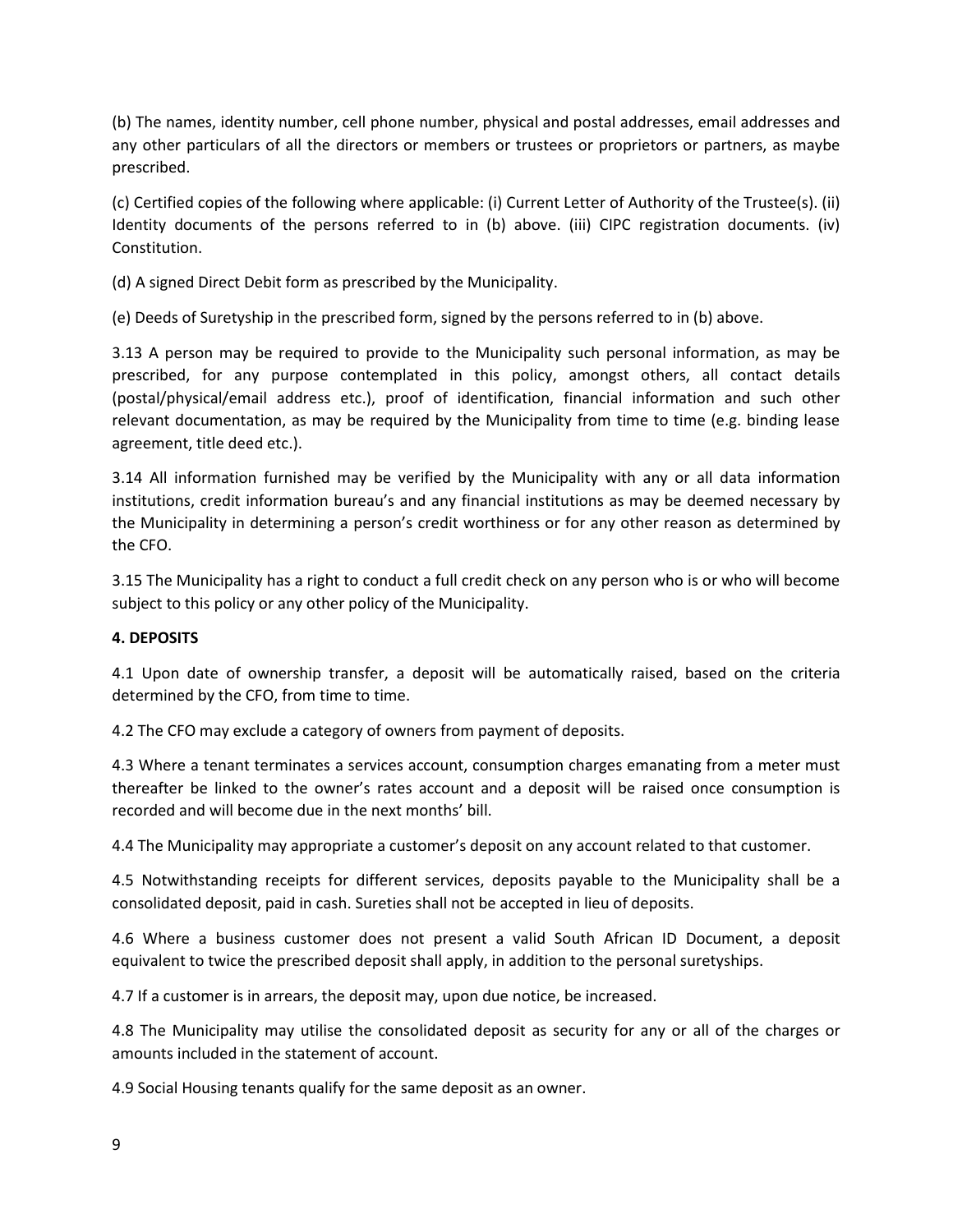(b) The names, identity number, cell phone number, physical and postal addresses, email addresses and any other particulars of all the directors or members or trustees or proprietors or partners, as maybe prescribed.

(c) Certified copies of the following where applicable: (i) Current Letter of Authority of the Trustee(s). (ii) Identity documents of the persons referred to in (b) above. (iii) CIPC registration documents. (iv) Constitution.

(d) A signed Direct Debit form as prescribed by the Municipality.

(e) Deeds of Suretyship in the prescribed form, signed by the persons referred to in (b) above.

3.13 A person may be required to provide to the Municipality such personal information, as may be prescribed, for any purpose contemplated in this policy, amongst others, all contact details (postal/physical/email address etc.), proof of identification, financial information and such other relevant documentation, as may be required by the Municipality from time to time (e.g. binding lease agreement, title deed etc.).

3.14 All information furnished may be verified by the Municipality with any or all data information institutions, credit information bureau's and any financial institutions as may be deemed necessary by the Municipality in determining a person's credit worthiness or for any other reason as determined by the CFO.

3.15 The Municipality has a right to conduct a full credit check on any person who is or who will become subject to this policy or any other policy of the Municipality.

**4. DEPOSITS**

4.1 Upon date of ownership transfer, a deposit will be automatically raised, based on the criteria determined by the CFO, from time to time.

4.2 The CFO may exclude a category of owners from payment of deposits.

4.3 Where a tenant terminates a services account, consumption charges emanating from a meter must thereafter be linked to the owner's rates account and a deposit will be raised once consumption is recorded and will become due in the next months' bill.

4.4 The Municipality may appropriate a customer's deposit on any account related to that customer.

4.5 Notwithstanding receipts for different services, deposits payable to the Municipality shall be a consolidated deposit, paid in cash. Sureties shall not be accepted in lieu of deposits.

4.6 Where a business customer does not present a valid South African ID Document, a deposit equivalent to twice the prescribed deposit shall apply, in addition to the personal suretyships.

4.7 If a customer is in arrears, the deposit may, upon due notice, be increased.

4.8 The Municipality may utilise the consolidated deposit as security for any or all of the charges or amounts included in the statement of account.

4.9 Social Housing tenants qualify for the same deposit as an owner.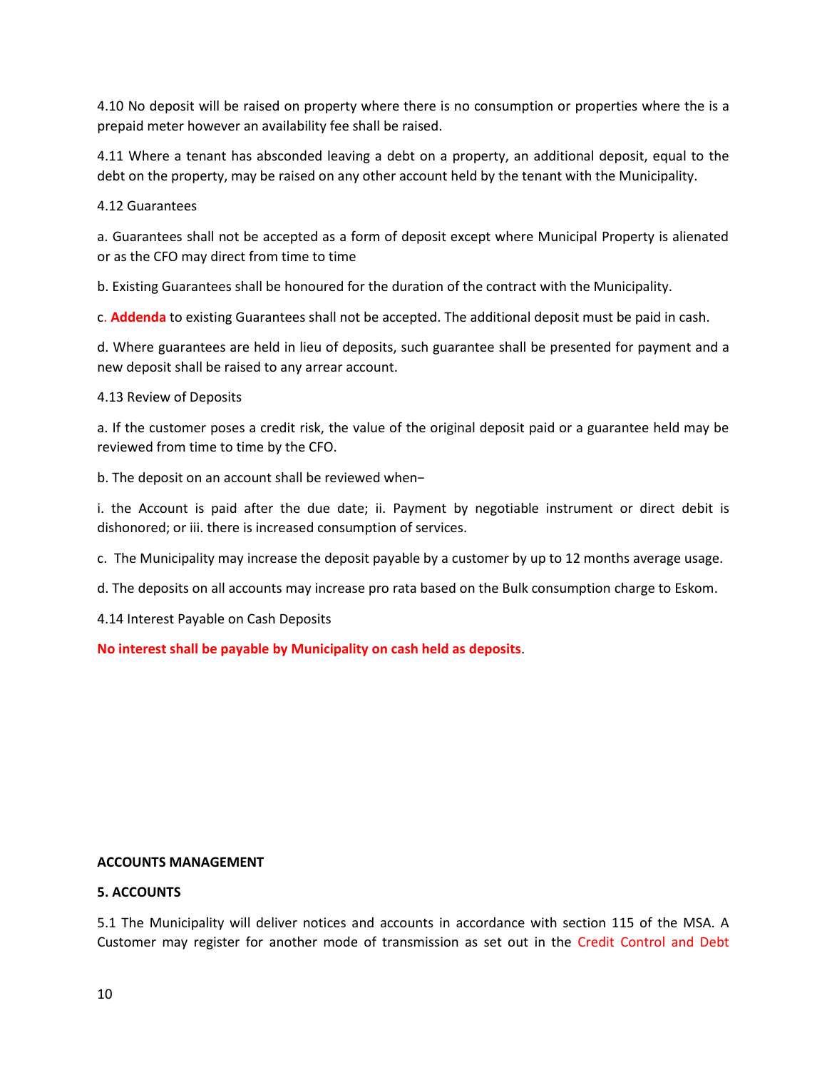4.10 No deposit will be raised on property where there is no consumption or properties where the is a prepaid meter however an availability fee shall be raised.

4.11 Where a tenant has absconded leaving a debt on a property, an additional deposit, equal to the debt on the property, may be raised on any other account held by the tenant with the Municipality.

4.12 Guarantees

a. Guarantees shall not be accepted as a form of deposit except where Municipal Property is alienated or as the CFO may direct from time to time

b. Existing Guarantees shall be honoured for the duration of the contract with the Municipality.

c. **Addenda** to existing Guarantees shall not be accepted. The additional deposit must be paid in cash.

d. Where guarantees are held in lieu of deposits, such guarantee shall be presented for payment and a new deposit shall be raised to any arrear account.

4.13 Review of Deposits

a. If the customer poses a credit risk, the value of the original deposit paid or a guarantee held may be reviewed from time to time by the CFO.

b. The deposit on an account shall be reviewed when−

i. the Account is paid after the due date; ii. Payment by negotiable instrument or direct debit is dishonored; or iii. there is increased consumption of services.

c. The Municipality may increase the deposit payable by a customer by up to 12 months average usage.

d. The deposits on all accounts may increase pro rata based on the Bulk consumption charge to Eskom.

4.14 Interest Payable on Cash Deposits

**No interest shall be payable by Municipality on cash held as deposits**.

**ACCOUNTS MANAGEMENT**

**5. ACCOUNTS**

5.1 The Municipality will deliver notices and accounts in accordance with section 115 of the MSA. A Customer may register for another mode of transmission as set out in the Credit Control and Debt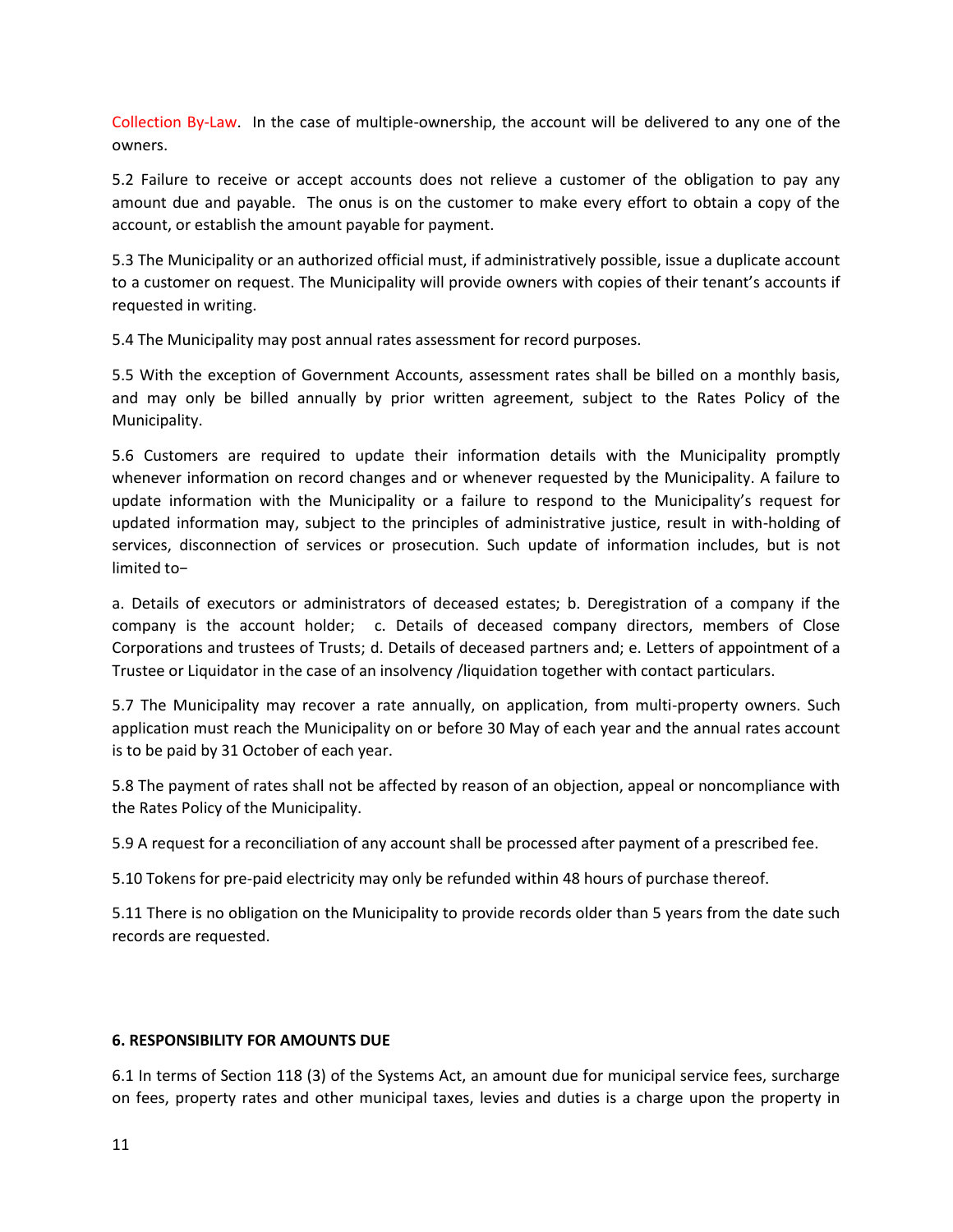Collection By-Law. In the case of multiple-ownership, the account will be delivered to any one of the owners.

5.2 Failure to receive or accept accounts does not relieve a customer of the obligation to pay any amount due and payable. The onus is on the customer to make every effort to obtain a copy of the account, or establish the amount payable for payment.

5.3 The Municipality or an authorized official must, if administratively possible, issue a duplicate account to a customer on request. The Municipality will provide owners with copies of their tenant's accounts if requested in writing.

5.4 The Municipality may post annual rates assessment for record purposes.

5.5 With the exception of Government Accounts, assessment rates shall be billed on a monthly basis, and may only be billed annually by prior written agreement, subject to the Rates Policy of the Municipality.

5.6 Customers are required to update their information details with the Municipality promptly whenever information on record changes and or whenever requested by the Municipality. A failure to update information with the Municipality or a failure to respond to the Municipality's request for updated information may, subject to the principles of administrative justice, result in with-holding of services, disconnection of services or prosecution. Such update of information includes, but is not limited to−

a. Details of executors or administrators of deceased estates; b. Deregistration of a company if the company is the account holder; c. Details of deceased company directors, members of Close Corporations and trustees of Trusts; d. Details of deceased partners and; e. Letters of appointment of a Trustee or Liquidator in the case of an insolvency /liquidation together with contact particulars.

5.7 The Municipality may recover a rate annually, on application, from multi-property owners. Such application must reach the Municipality on or before 30 May of each year and the annual rates account is to be paid by 31 October of each year.

5.8 The payment of rates shall not be affected by reason of an objection, appeal or noncompliance with the Rates Policy of the Municipality.

5.9 A request for a reconciliation of any account shall be processed after payment of a prescribed fee.

5.10 Tokens for pre-paid electricity may only be refunded within 48 hours of purchase thereof.

5.11 There is no obligation on the Municipality to provide records older than 5 years from the date such records are requested.

**6. RESPONSIBILITY FOR AMOUNTS DUE**

6.1 In terms of Section 118 (3) of the Systems Act, an amount due for municipal service fees, surcharge on fees, property rates and other municipal taxes, levies and duties is a charge upon the property in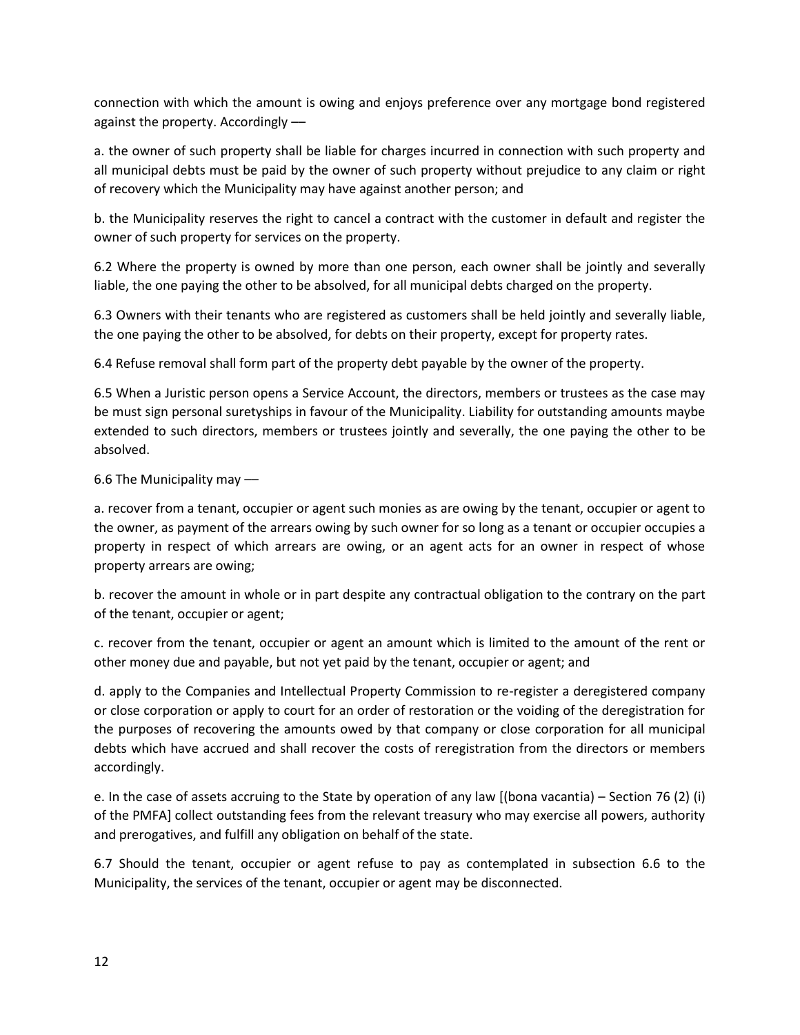connection with which the amount is owing and enjoys preference over any mortgage bond registered against the property. Accordingly —

a. the owner of such property shall be liable for charges incurred in connection with such property and all municipal debts must be paid by the owner of such property without prejudice to any claim or right of recovery which the Municipality may have against another person; and

b. the Municipality reserves the right to cancel a contract with the customer in default and register the owner of such property for services on the property.

6.2 Where the property is owned by more than one person, each owner shall be jointly and severally liable, the one paying the other to be absolved, for all municipal debts charged on the property.

6.3 Owners with their tenants who are registered as customers shall be held jointly and severally liable, the one paying the other to be absolved, for debts on their property, except for property rates.

6.4 Refuse removal shall form part of the property debt payable by the owner of the property.

6.5 When a Juristic person opens a Service Account, the directors, members or trustees as the case may be must sign personal suretyships in favour of the Municipality. Liability for outstanding amounts maybe extended to such directors, members or trustees jointly and severally, the one paying the other to be absolved.

6.6 The Municipality may —

a. recover from a tenant, occupier or agent such monies as are owing by the tenant, occupier or agent to the owner, as payment of the arrears owing by such owner for so long as a tenant or occupier occupies a property in respect of which arrears are owing, or an agent acts for an owner in respect of whose property arrears are owing;

b. recover the amount in whole or in part despite any contractual obligation to the contrary on the part of the tenant, occupier or agent;

c. recover from the tenant, occupier or agent an amount which is limited to the amount of the rent or other money due and payable, but not yet paid by the tenant, occupier or agent; and

d. apply to the Companies and Intellectual Property Commission to re-register a deregistered company or close corporation or apply to court for an order of restoration or the voiding of the deregistration for the purposes of recovering the amounts owed by that company or close corporation for all municipal debts which have accrued and shall recover the costs of reregistration from the directors or members accordingly.

e. In the case of assets accruing to the State by operation of any law [(bona vacantia) – Section 76 (2) (i) of the PMFA] collect outstanding fees from the relevant treasury who may exercise all powers, authority and prerogatives, and fulfill any obligation on behalf of the state.

6.7 Should the tenant, occupier or agent refuse to pay as contemplated in subsection 6.6 to the Municipality, the services of the tenant, occupier or agent may be disconnected.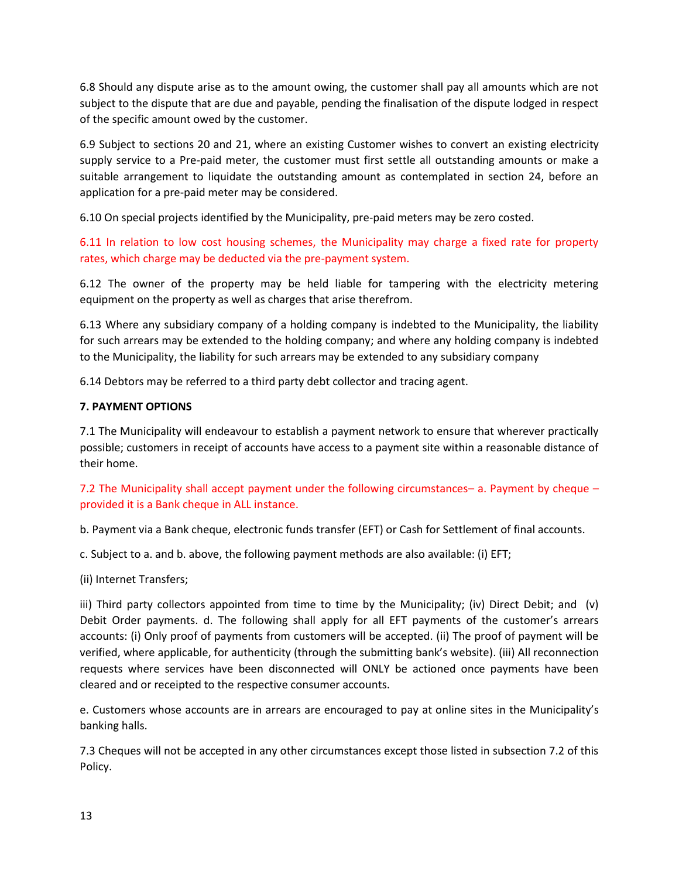6.8 Should any dispute arise as to the amount owing, the customer shall pay all amounts which are not subject to the dispute that are due and payable, pending the finalisation of the dispute lodged in respect of the specific amount owed by the customer.

6.9 Subject to sections 20 and 21, where an existing Customer wishes to convert an existing electricity supply service to a Pre-paid meter, the customer must first settle all outstanding amounts or make a suitable arrangement to liquidate the outstanding amount as contemplated in section 24, before an application for a pre-paid meter may be considered.

6.10 On special projects identified by the Municipality, pre-paid meters may be zero costed.

6.11 In relation to low cost housing schemes, the Municipality may charge a fixed rate for property rates, which charge may be deducted via the pre-payment system.

6.12 The owner of the property may be held liable for tampering with the electricity metering equipment on the property as well as charges that arise therefrom.

6.13 Where any subsidiary company of a holding company is indebted to the Municipality, the liability for such arrears may be extended to the holding company; and where any holding company is indebted to the Municipality, the liability for such arrears may be extended to any subsidiary company

6.14 Debtors may be referred to a third party debt collector and tracing agent.

**7. PAYMENT OPTIONS**

7.1 The Municipality will endeavour to establish a payment network to ensure that wherever practically possible; customers in receipt of accounts have access to a payment site within a reasonable distance of their home.

7.2 The Municipality shall accept payment under the following circumstances– a. Payment by cheque – provided it is a Bank cheque in ALL instance.

b. Payment via a Bank cheque, electronic funds transfer (EFT) or Cash for Settlement of final accounts.

c. Subject to a. and b. above, the following payment methods are also available: (i) EFT;

(ii) Internet Transfers;

iii) Third party collectors appointed from time to time by the Municipality; (iv) Direct Debit; and (v) Debit Order payments. d. The following shall apply for all EFT payments of the customer's arrears accounts: (i) Only proof of payments from customers will be accepted. (ii) The proof of payment will be verified, where applicable, for authenticity (through the submitting bank's website). (iii) All reconnection requests where services have been disconnected will ONLY be actioned once payments have been cleared and or receipted to the respective consumer accounts.

e. Customers whose accounts are in arrears are encouraged to pay at online sites in the Municipality's banking halls.

7.3 Cheques will not be accepted in any other circumstances except those listed in subsection 7.2 of this Policy.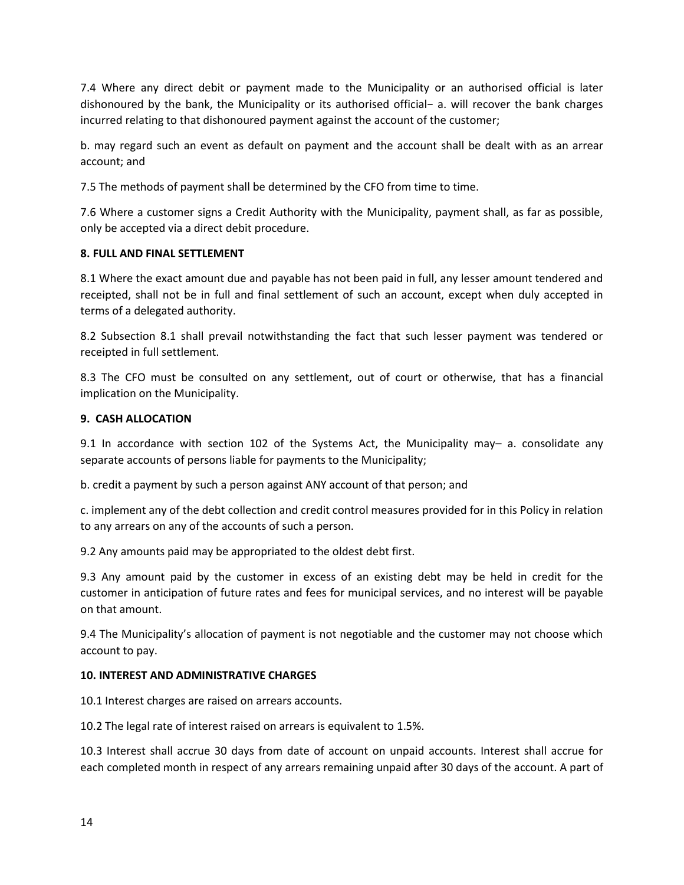7.4 Where any direct debit or payment made to the Municipality or an authorised official is later dishonoured by the bank, the Municipality or its authorised official− a. will recover the bank charges incurred relating to that dishonoured payment against the account of the customer;

b. may regard such an event as default on payment and the account shall be dealt with as an arrear account; and

7.5 The methods of payment shall be determined by the CFO from time to time.

7.6 Where a customer signs a Credit Authority with the Municipality, payment shall, as far as possible, only be accepted via a direct debit procedure.

**8. FULL AND FINAL SETTLEMENT**

8.1 Where the exact amount due and payable has not been paid in full, any lesser amount tendered and receipted, shall not be in full and final settlement of such an account, except when duly accepted in terms of a delegated authority.

8.2 Subsection 8.1 shall prevail notwithstanding the fact that such lesser payment was tendered or receipted in full settlement.

8.3 The CFO must be consulted on any settlement, out of court or otherwise, that has a financial implication on the Municipality.

**9. CASH ALLOCATION**

9.1 In accordance with section 102 of the Systems Act, the Municipality may– a. consolidate any separate accounts of persons liable for payments to the Municipality;

b. credit a payment by such a person against ANY account of that person; and

c. implement any of the debt collection and credit control measures provided for in this Policy in relation to any arrears on any of the accounts of such a person.

9.2 Any amounts paid may be appropriated to the oldest debt first.

9.3 Any amount paid by the customer in excess of an existing debt may be held in credit for the customer in anticipation of future rates and fees for municipal services, and no interest will be payable on that amount.

9.4 The Municipality's allocation of payment is not negotiable and the customer may not choose which account to pay.

**10. INTEREST AND ADMINISTRATIVE CHARGES**

10.1 Interest charges are raised on arrears accounts.

10.2 The legal rate of interest raised on arrears is equivalent to 1.5%.

10.3 Interest shall accrue 30 days from date of account on unpaid accounts. Interest shall accrue for each completed month in respect of any arrears remaining unpaid after 30 days of the account. A part of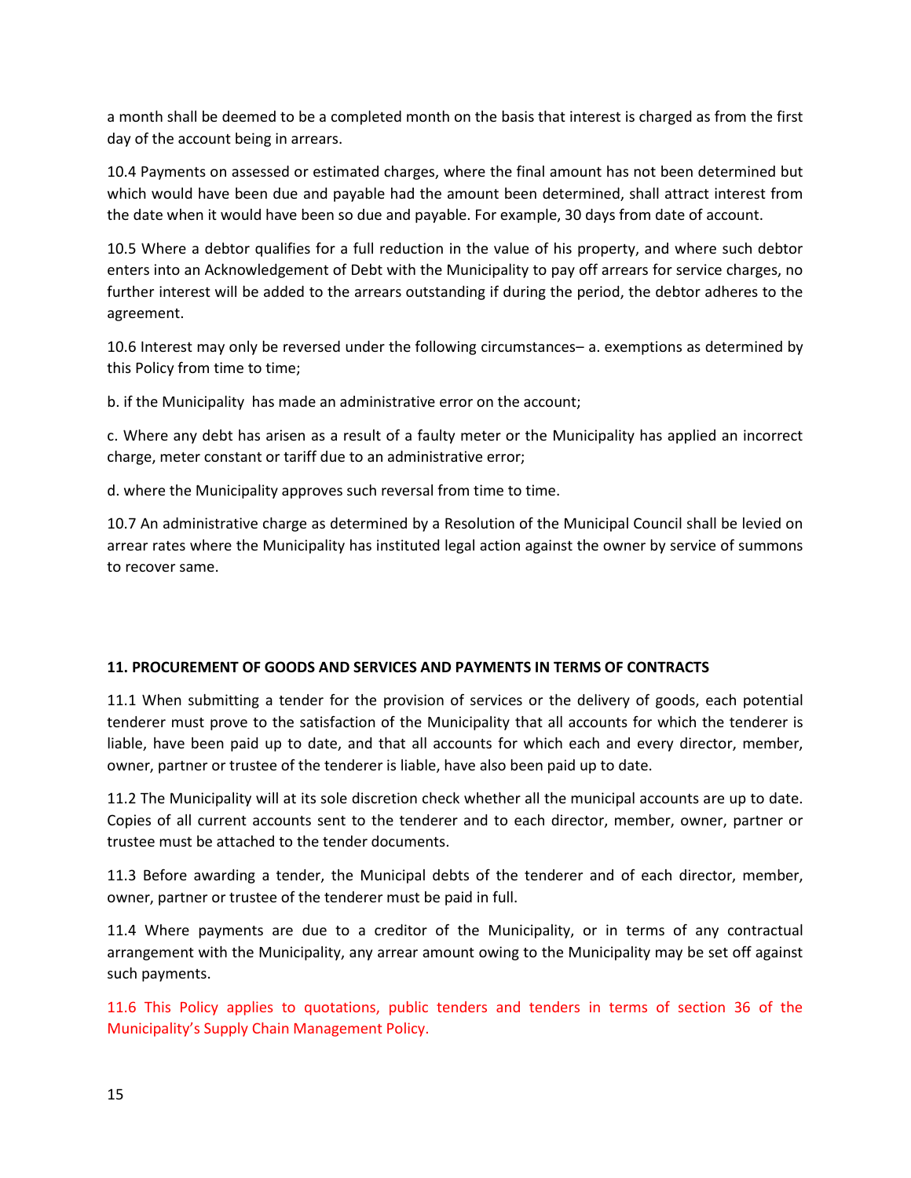a month shall be deemed to be a completed month on the basis that interest is charged as from the first day of the account being in arrears.

10.4 Payments on assessed or estimated charges, where the final amount has not been determined but which would have been due and payable had the amount been determined, shall attract interest from the date when it would have been so due and payable. For example, 30 days from date of account.

10.5 Where a debtor qualifies for a full reduction in the value of his property, and where such debtor enters into an Acknowledgement of Debt with the Municipality to pay off arrears for service charges, no further interest will be added to the arrears outstanding if during the period, the debtor adheres to the agreement.

10.6 Interest may only be reversed under the following circumstances– a. exemptions as determined by this Policy from time to time;

b. if the Municipality has made an administrative error on the account;

c. Where any debt has arisen as a result of a faulty meter or the Municipality has applied an incorrect charge, meter constant or tariff due to an administrative error;

d. where the Municipality approves such reversal from time to time.

10.7 An administrative charge as determined by a Resolution of the Municipal Council shall be levied on arrear rates where the Municipality has instituted legal action against the owner by service of summons to recover same.

**11. PROCUREMENT OF GOODS AND SERVICES AND PAYMENTS IN TERMS OF CONTRACTS**

11.1 When submitting a tender for the provision of services or the delivery of goods, each potential tenderer must prove to the satisfaction of the Municipality that all accounts for which the tenderer is liable, have been paid up to date, and that all accounts for which each and every director, member, owner, partner or trustee of the tenderer is liable, have also been paid up to date.

11.2 The Municipality will at its sole discretion check whether all the municipal accounts are up to date. Copies of all current accounts sent to the tenderer and to each director, member, owner, partner or trustee must be attached to the tender documents.

11.3 Before awarding a tender, the Municipal debts of the tenderer and of each director, member, owner, partner or trustee of the tenderer must be paid in full.

11.4 Where payments are due to a creditor of the Municipality, or in terms of any contractual arrangement with the Municipality, any arrear amount owing to the Municipality may be set off against such payments.

11.6 This Policy applies to quotations, public tenders and tenders in terms of section 36 of the Municipality's Supply Chain Management Policy.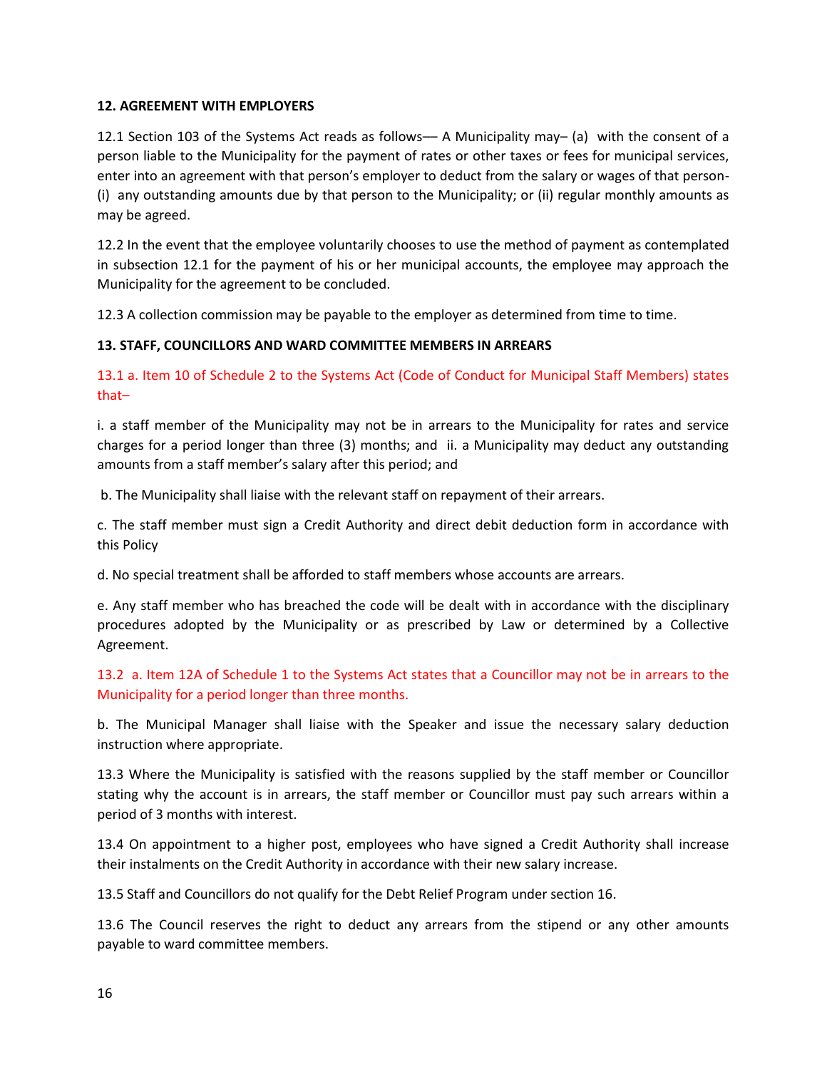**12. AGREEMENT WITH EMPLOYERS**

12.1 Section 103 of the Systems Act reads as follows— A Municipality may– (a) with the consent of a person liable to the Municipality for the payment of rates or other taxes or fees for municipal services, enter into an agreement with that person's employer to deduct from the salary or wages of that person- (i) any outstanding amounts due by that person to the Municipality; or (ii) regular monthly amounts as may be agreed.

12.2 In the event that the employee voluntarily chooses to use the method of payment as contemplated in subsection 12.1 for the payment of his or her municipal accounts, the employee may approach the Municipality for the agreement to be concluded.

12.3 A collection commission may be payable to the employer as determined from time to time.

**13. STAFF, COUNCILLORS AND WARD COMMITTEE MEMBERS IN ARREARS**

13.1 a. Item 10 of Schedule 2 to the Systems Act (Code of Conduct for Municipal Staff Members) states that–

i. a staff member of the Municipality may not be in arrears to the Municipality for rates and service charges for a period longer than three (3) months; and ii. a Municipality may deduct any outstanding amounts from a staff member's salary after this period; and

b. The Municipality shall liaise with the relevant staff on repayment of their arrears.

c. The staff member must sign a Credit Authority and direct debit deduction form in accordance with this Policy

d. No special treatment shall be afforded to staff members whose accounts are arrears.

e. Any staff member who has breached the code will be dealt with in accordance with the disciplinary procedures adopted by the Municipality or as prescribed by Law or determined by a Collective Agreement.

13.2 a. Item 12A of Schedule 1 to the Systems Act states that a Councillor may not be in arrears to the Municipality for a period longer than three months.

b. The Municipal Manager shall liaise with the Speaker and issue the necessary salary deduction instruction where appropriate.

13.3 Where the Municipality is satisfied with the reasons supplied by the staff member or Councillor stating why the account is in arrears, the staff member or Councillor must pay such arrears within a period of 3 months with interest.

13.4 On appointment to a higher post, employees who have signed a Credit Authority shall increase their instalments on the Credit Authority in accordance with their new salary increase.

13.5 Staff and Councillors do not qualify for the Debt Relief Program under section 16.

13.6 The Council reserves the right to deduct any arrears from the stipend or any other amounts payable to ward committee members.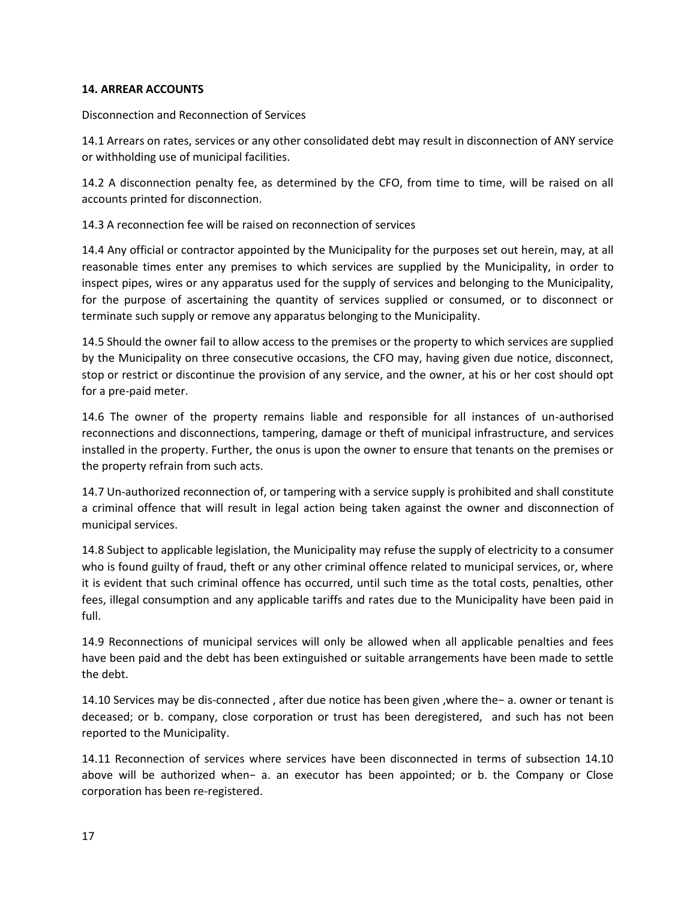**14. ARREAR ACCOUNTS**

Disconnection and Reconnection of Services

14.1 Arrears on rates, services or any other consolidated debt may result in disconnection of ANY service or withholding use of municipal facilities.

14.2 A disconnection penalty fee, as determined by the CFO, from time to time, will be raised on all accounts printed for disconnection.

14.3 A reconnection fee will be raised on reconnection of services

14.4 Any official or contractor appointed by the Municipality for the purposes set out herein, may, at all reasonable times enter any premises to which services are supplied by the Municipality, in order to inspect pipes, wires or any apparatus used for the supply of services and belonging to the Municipality, for the purpose of ascertaining the quantity of services supplied or consumed, or to disconnect or terminate such supply or remove any apparatus belonging to the Municipality.

14.5 Should the owner fail to allow access to the premises or the property to which services are supplied by the Municipality on three consecutive occasions, the CFO may, having given due notice, disconnect, stop or restrict or discontinue the provision of any service, and the owner, at his or her cost should opt for a pre-paid meter.

14.6 The owner of the property remains liable and responsible for all instances of un-authorised reconnections and disconnections, tampering, damage or theft of municipal infrastructure, and services installed in the property. Further, the onus is upon the owner to ensure that tenants on the premises or the property refrain from such acts.

14.7 Un-authorized reconnection of, or tampering with a service supply is prohibited and shall constitute a criminal offence that will result in legal action being taken against the owner and disconnection of municipal services.

14.8 Subject to applicable legislation, the Municipality may refuse the supply of electricity to a consumer who is found guilty of fraud, theft or any other criminal offence related to municipal services, or, where it is evident that such criminal offence has occurred, until such time as the total costs, penalties, other fees, illegal consumption and any applicable tariffs and rates due to the Municipality have been paid in full.

14.9 Reconnections of municipal services will only be allowed when all applicable penalties and fees have been paid and the debt has been extinguished or suitable arrangements have been made to settle the debt.

14.10 Services may be dis-connected , after due notice has been given ,where the− a. owner or tenant is deceased; or b. company, close corporation or trust has been deregistered, and such has not been reported to the Municipality.

14.11 Reconnection of services where services have been disconnected in terms of subsection 14.10 above will be authorized when− a. an executor has been appointed; or b. the Company or Close corporation has been re-registered.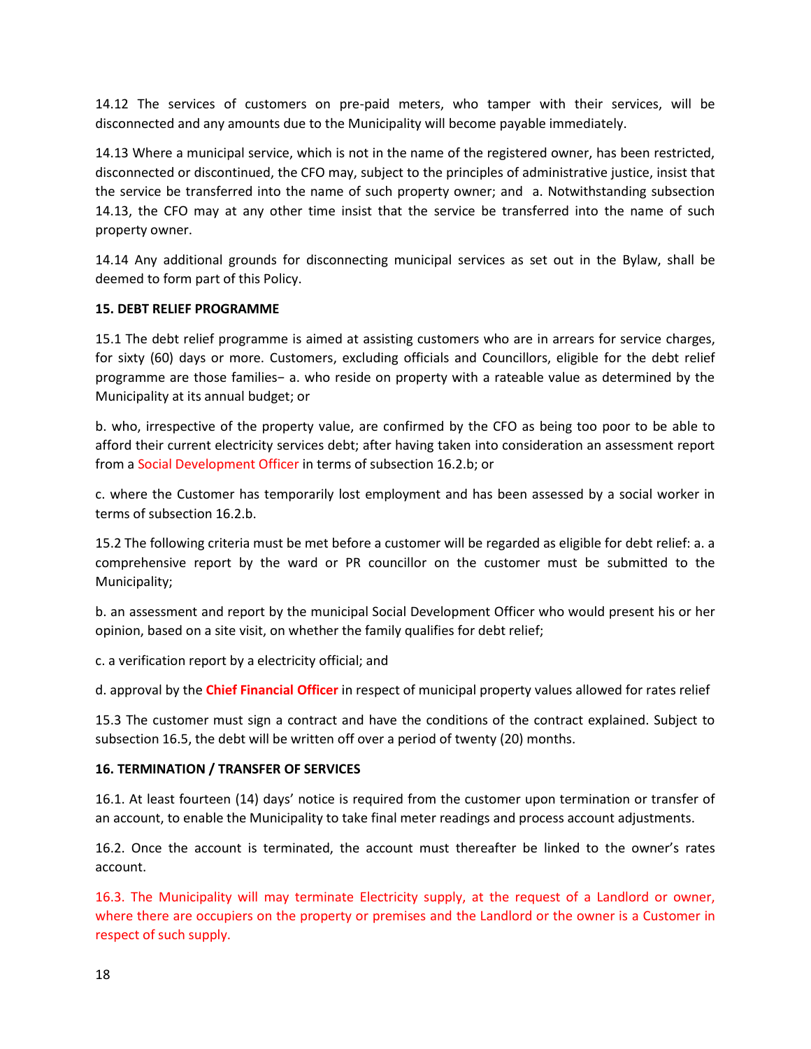14.12 The services of customers on pre-paid meters, who tamper with their services, will be disconnected and any amounts due to the Municipality will become payable immediately.

14.13 Where a municipal service, which is not in the name of the registered owner, has been restricted, disconnected or discontinued, the CFO may, subject to the principles of administrative justice, insist that the service be transferred into the name of such property owner; and a. Notwithstanding subsection 14.13, the CFO may at any other time insist that the service be transferred into the name of such property owner.

14.14 Any additional grounds for disconnecting municipal services as set out in the Bylaw, shall be deemed to form part of this Policy.

**15. DEBT RELIEF PROGRAMME**

15.1 The debt relief programme is aimed at assisting customers who are in arrears for service charges, for sixty (60) days or more. Customers, excluding officials and Councillors, eligible for the debt relief programme are those families‒ a. who reside on property with a rateable value as determined by the Municipality at its annual budget; or

b. who, irrespective of the property value, are confirmed by the CFO as being too poor to be able to afford their current electricity services debt; after having taken into consideration an assessment report from a Social Development Officer in terms of subsection 16.2.b; or

c. where the Customer has temporarily lost employment and has been assessed by a social worker in terms of subsection 16.2.b.

15.2 The following criteria must be met before a customer will be regarded as eligible for debt relief: a. a comprehensive report by the ward or PR councillor on the customer must be submitted to the Municipality;

b. an assessment and report by the municipal Social Development Officer who would present his or her opinion, based on a site visit, on whether the family qualifies for debt relief;

c. a verification report by a electricity official; and

d. approval by the **Chief Financial Officer** in respect of municipal property values allowed for rates relief

15.3 The customer must sign a contract and have the conditions of the contract explained. Subject to subsection 16.5, the debt will be written off over a period of twenty (20) months.

**16. TERMINATION / TRANSFER OF SERVICES**

16.1. At least fourteen (14) days' notice is required from the customer upon termination or transfer of an account, to enable the Municipality to take final meter readings and process account adjustments.

16.2. Once the account is terminated, the account must thereafter be linked to the owner's rates account.

16.3. The Municipality will may terminate Electricity supply, at the request of a Landlord or owner, where there are occupiers on the property or premises and the Landlord or the owner is a Customer in respect of such supply.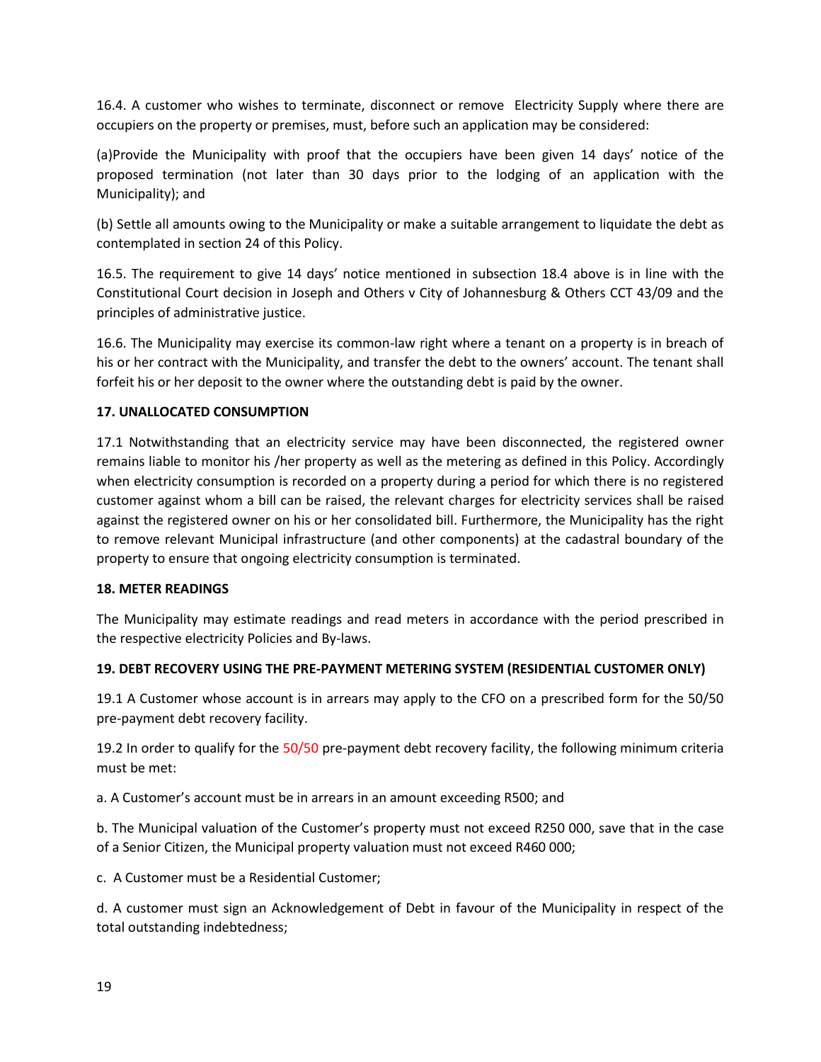16.4. A customer who wishes to terminate, disconnect or remove Electricity Supply where there are occupiers on the property or premises, must, before such an application may be considered:

(a)Provide the Municipality with proof that the occupiers have been given 14 days' notice of the proposed termination (not later than 30 days prior to the lodging of an application with the Municipality); and

(b) Settle all amounts owing to the Municipality or make a suitable arrangement to liquidate the debt as contemplated in section 24 of this Policy.

16.5. The requirement to give 14 days' notice mentioned in subsection 18.4 above is in line with the Constitutional Court decision in Joseph and Others v City of Johannesburg & Others CCT 43/09 and the principles of administrative justice.

16.6. The Municipality may exercise its common-law right where a tenant on a property is in breach of his or her contract with the Municipality, and transfer the debt to the owners' account. The tenant shall forfeit his or her deposit to the owner where the outstanding debt is paid by the owner.

**17. UNALLOCATED CONSUMPTION**

17.1 Notwithstanding that an electricity service may have been disconnected, the registered owner remains liable to monitor his /her property as well as the metering as defined in this Policy. Accordingly when electricity consumption is recorded on a property during a period for which there is no registered customer against whom a bill can be raised, the relevant charges for electricity services shall be raised against the registered owner on his or her consolidated bill. Furthermore, the Municipality has the right to remove relevant Municipal infrastructure (and other components) at the cadastral boundary of the property to ensure that ongoing electricity consumption is terminated.

**18. METER READINGS**

The Municipality may estimate readings and read meters in accordance with the period prescribed in the respective electricity Policies and By-laws.

**19. DEBT RECOVERY USING THE PRE-PAYMENT METERING SYSTEM (RESIDENTIAL CUSTOMER ONLY)**

19.1 A Customer whose account is in arrears may apply to the CFO on a prescribed form for the 50/50 pre-payment debt recovery facility.

19.2 In order to qualify for the 50/50 pre-payment debt recovery facility, the following minimum criteria must be met:

a. A Customer's account must be in arrears in an amount exceeding R500; and

b. The Municipal valuation of the Customer's property must not exceed R250 000, save that in the case of a Senior Citizen, the Municipal property valuation must not exceed R460 000;

c. A Customer must be a Residential Customer;

d. A customer must sign an Acknowledgement of Debt in favour of the Municipality in respect of the total outstanding indebtedness;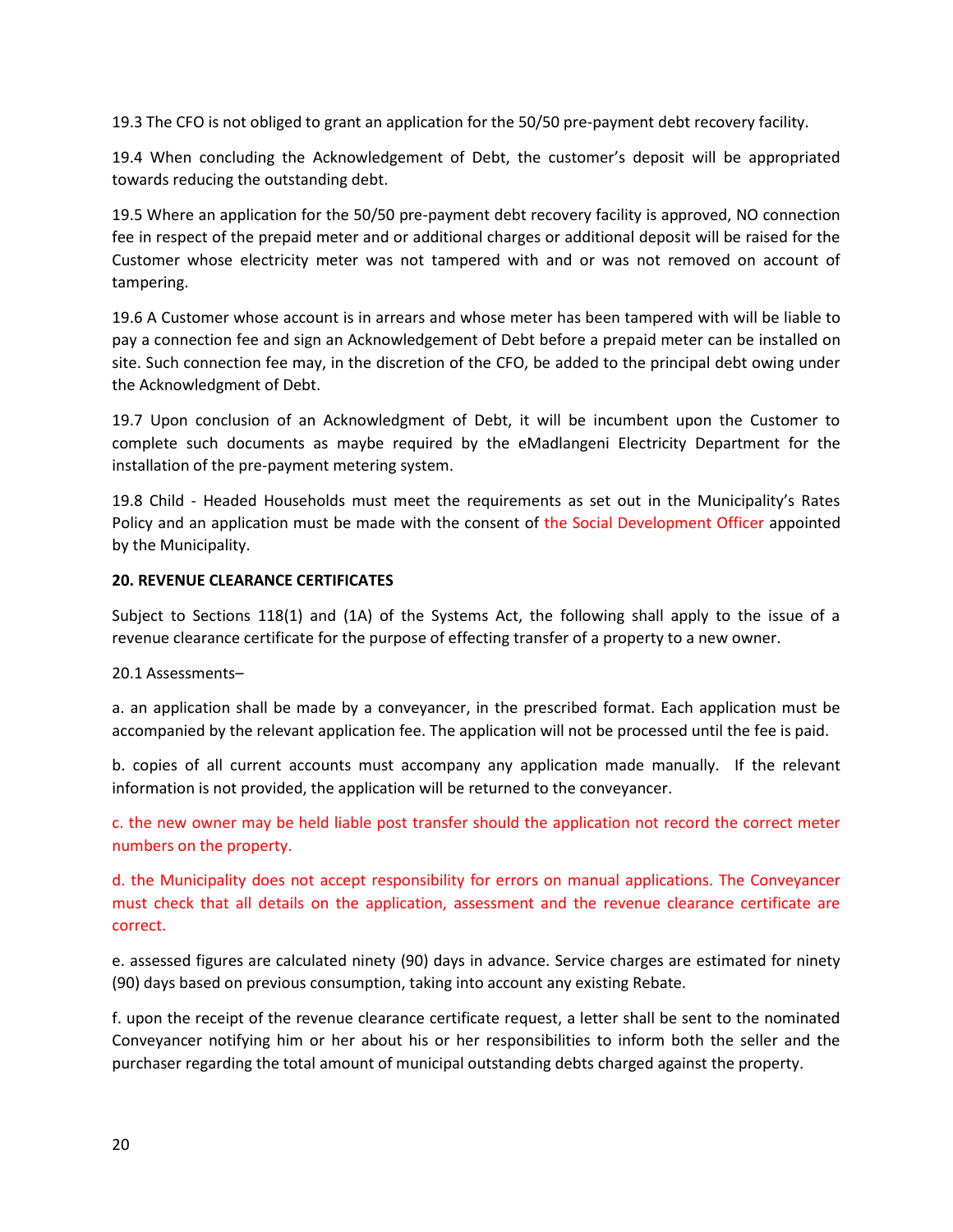19.3 The CFO is not obliged to grant an application for the 50/50 pre-payment debt recovery facility.

19.4 When concluding the Acknowledgement of Debt, the customer's deposit will be appropriated towards reducing the outstanding debt.

19.5 Where an application for the 50/50 pre-payment debt recovery facility is approved, NO connection fee in respect of the prepaid meter and or additional charges or additional deposit will be raised for the Customer whose electricity meter was not tampered with and or was not removed on account of tampering.

19.6 A Customer whose account is in arrears and whose meter has been tampered with will be liable to pay a connection fee and sign an Acknowledgement of Debt before a prepaid meter can be installed on site. Such connection fee may, in the discretion of the CFO, be added to the principal debt owing under the Acknowledgment of Debt.

19.7 Upon conclusion of an Acknowledgment of Debt, it will be incumbent upon the Customer to complete such documents as maybe required by the eMadlangeni Electricity Department for the installation of the pre-payment metering system.

19.8 Child - Headed Households must meet the requirements as set out in the Municipality's Rates Policy and an application must be made with the consent of the Social Development Officer appointed by the Municipality.

**20. REVENUE CLEARANCE CERTIFICATES**

Subject to Sections 118(1) and (1A) of the Systems Act, the following shall apply to the issue of a revenue clearance certificate for the purpose of effecting transfer of a property to a new owner.

20.1 Assessments–

a. an application shall be made by a conveyancer, in the prescribed format. Each application must be accompanied by the relevant application fee. The application will not be processed until the fee is paid.

b. copies of all current accounts must accompany any application made manually. If the relevant information is not provided, the application will be returned to the conveyancer.

c. the new owner may be held liable post transfer should the application not record the correct meter numbers on the property.

d. the Municipality does not accept responsibility for errors on manual applications. The Conveyancer must check that all details on the application, assessment and the revenue clearance certificate are correct.

e. assessed figures are calculated ninety (90) days in advance. Service charges are estimated for ninety (90) days based on previous consumption, taking into account any existing Rebate.

f. upon the receipt of the revenue clearance certificate request, a letter shall be sent to the nominated Conveyancer notifying him or her about his or her responsibilities to inform both the seller and the purchaser regarding the total amount of municipal outstanding debts charged against the property.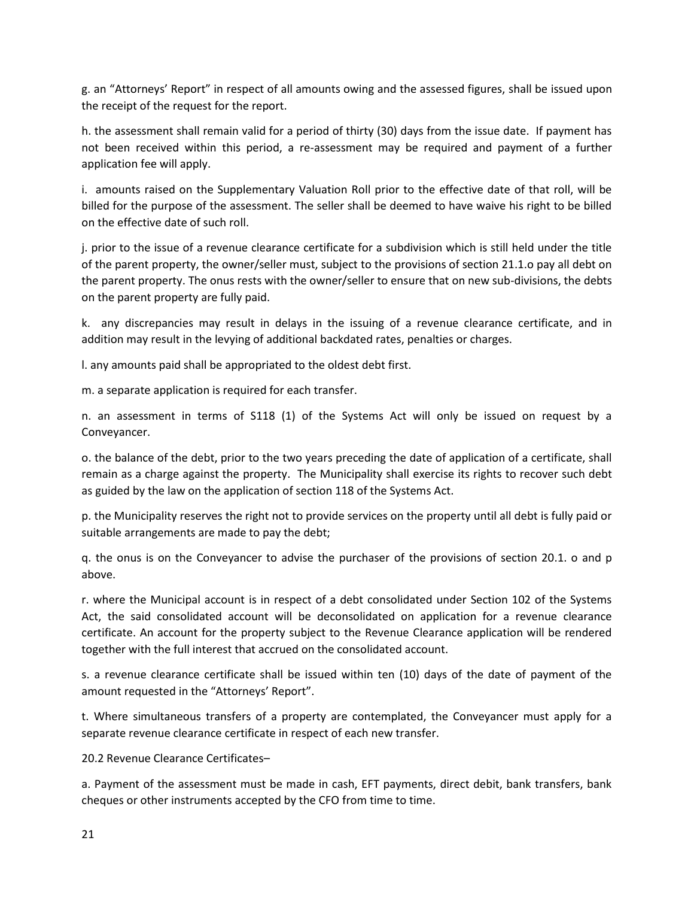g. an "Attorneys' Report" in respect of all amounts owing and the assessed figures, shall be issued upon the receipt of the request for the report.

h. the assessment shall remain valid for a period of thirty (30) days from the issue date. If payment has not been received within this period, a re-assessment may be required and payment of a further application fee will apply.

i. amounts raised on the Supplementary Valuation Roll prior to the effective date of that roll, will be billed for the purpose of the assessment. The seller shall be deemed to have waive his right to be billed on the effective date of such roll.

j. prior to the issue of a revenue clearance certificate for a subdivision which is still held under the title of the parent property, the owner/seller must, subject to the provisions of section 21.1.o pay all debt on the parent property. The onus rests with the owner/seller to ensure that on new sub-divisions, the debts on the parent property are fully paid.

k. any discrepancies may result in delays in the issuing of a revenue clearance certificate, and in addition may result in the levying of additional backdated rates, penalties or charges.

l. any amounts paid shall be appropriated to the oldest debt first.

m. a separate application is required for each transfer.

n. an assessment in terms of S118 (1) of the Systems Act will only be issued on request by a Conveyancer.

o. the balance of the debt, prior to the two years preceding the date of application of a certificate, shall remain as a charge against the property. The Municipality shall exercise its rights to recover such debt as guided by the law on the application of section 118 of the Systems Act.

p. the Municipality reserves the right not to provide services on the property until all debt is fully paid or suitable arrangements are made to pay the debt;

q. the onus is on the Conveyancer to advise the purchaser of the provisions of section 20.1. o and p above.

r. where the Municipal account is in respect of a debt consolidated under Section 102 of the Systems Act, the said consolidated account will be deconsolidated on application for a revenue clearance certificate. An account for the property subject to the Revenue Clearance application will be rendered together with the full interest that accrued on the consolidated account.

s. a revenue clearance certificate shall be issued within ten (10) days of the date of payment of the amount requested in the "Attorneys' Report".

t. Where simultaneous transfers of a property are contemplated, the Conveyancer must apply for a separate revenue clearance certificate in respect of each new transfer.

20.2 Revenue Clearance Certificates–

a. Payment of the assessment must be made in cash, EFT payments, direct debit, bank transfers, bank cheques or other instruments accepted by the CFO from time to time.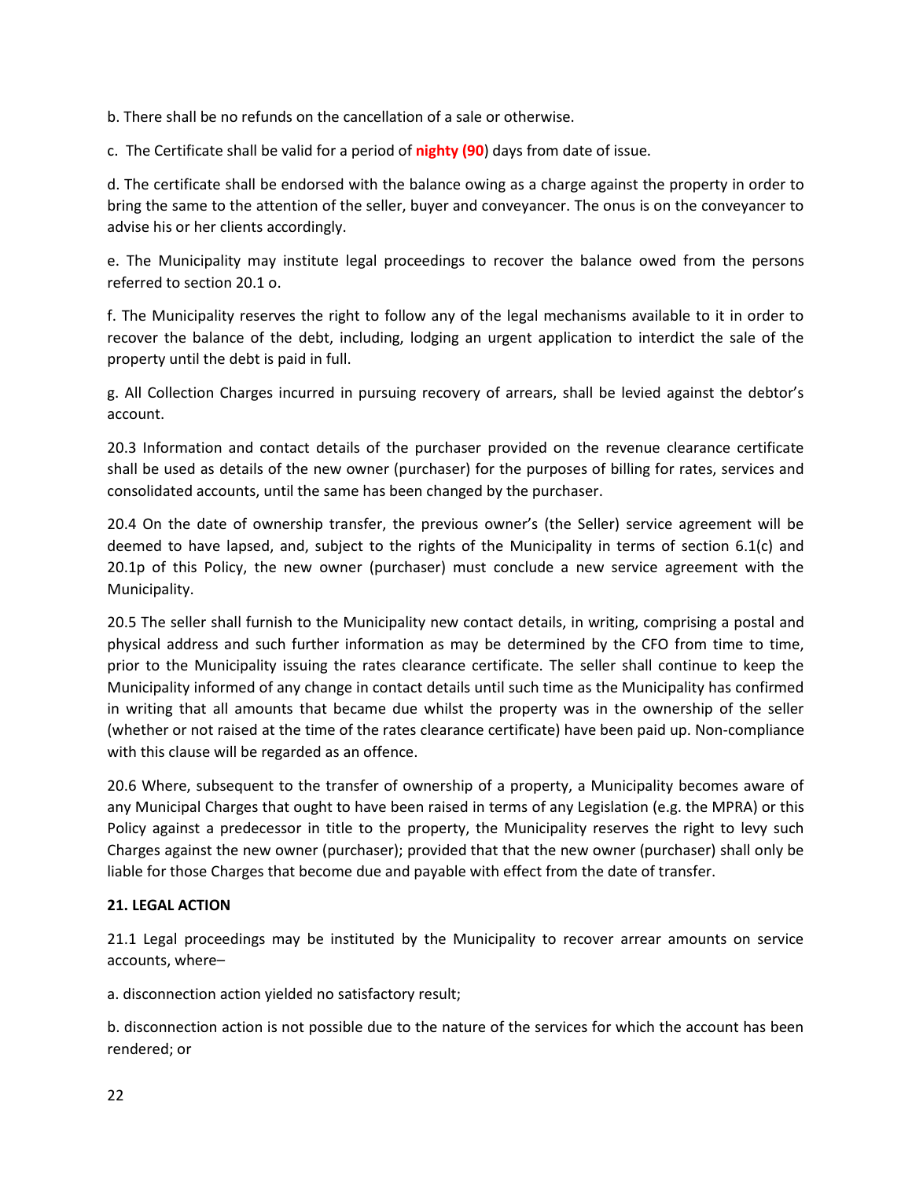b. There shall be no refunds on the cancellation of a sale or otherwise.

c. The Certificate shall be valid for a period of **nighty (90**) days from date of issue.

d. The certificate shall be endorsed with the balance owing as a charge against the property in order to bring the same to the attention of the seller, buyer and conveyancer. The onus is on the conveyancer to advise his or her clients accordingly.

e. The Municipality may institute legal proceedings to recover the balance owed from the persons referred to section 20.1 o.

f. The Municipality reserves the right to follow any of the legal mechanisms available to it in order to recover the balance of the debt, including, lodging an urgent application to interdict the sale of the property until the debt is paid in full.

g. All Collection Charges incurred in pursuing recovery of arrears, shall be levied against the debtor's account.

20.3 Information and contact details of the purchaser provided on the revenue clearance certificate shall be used as details of the new owner (purchaser) for the purposes of billing for rates, services and consolidated accounts, until the same has been changed by the purchaser.

20.4 On the date of ownership transfer, the previous owner's (the Seller) service agreement will be deemed to have lapsed, and, subject to the rights of the Municipality in terms of section 6.1(c) and 20.1p of this Policy, the new owner (purchaser) must conclude a new service agreement with the Municipality.

20.5 The seller shall furnish to the Municipality new contact details, in writing, comprising a postal and physical address and such further information as may be determined by the CFO from time to time, prior to the Municipality issuing the rates clearance certificate. The seller shall continue to keep the Municipality informed of any change in contact details until such time as the Municipality has confirmed in writing that all amounts that became due whilst the property was in the ownership of the seller (whether or not raised at the time of the rates clearance certificate) have been paid up. Non-compliance with this clause will be regarded as an offence.

20.6 Where, subsequent to the transfer of ownership of a property, a Municipality becomes aware of any Municipal Charges that ought to have been raised in terms of any Legislation (e.g. the MPRA) or this Policy against a predecessor in title to the property, the Municipality reserves the right to levy such Charges against the new owner (purchaser); provided that that the new owner (purchaser) shall only be liable for those Charges that become due and payable with effect from the date of transfer.

**21. LEGAL ACTION**

21.1 Legal proceedings may be instituted by the Municipality to recover arrear amounts on service accounts, where–

a. disconnection action yielded no satisfactory result;

b. disconnection action is not possible due to the nature of the services for which the account has been rendered; or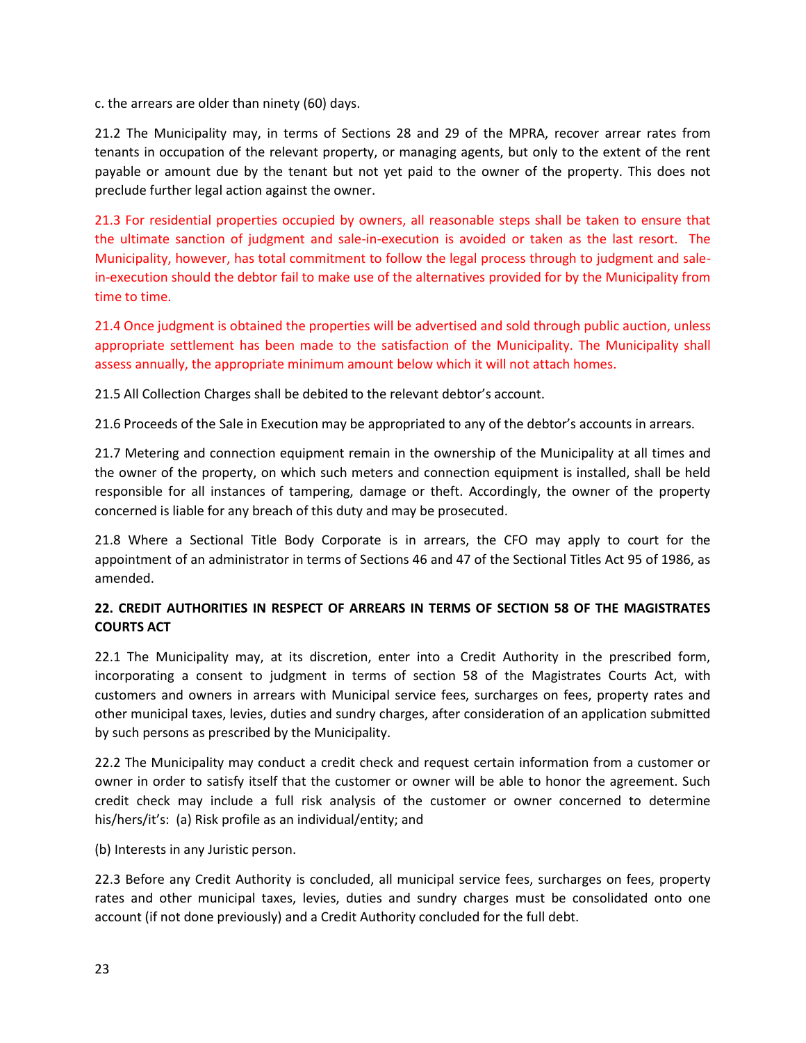c. the arrears are older than ninety (60) days.

21.2 The Municipality may, in terms of Sections 28 and 29 of the MPRA, recover arrear rates from tenants in occupation of the relevant property, or managing agents, but only to the extent of the rent payable or amount due by the tenant but not yet paid to the owner of the property. This does not preclude further legal action against the owner.

21.3 For residential properties occupied by owners, all reasonable steps shall be taken to ensure that the ultimate sanction of judgment and sale-in-execution is avoided or taken as the last resort. The Municipality, however, has total commitment to follow the legal process through to judgment and sale-in-execution should the debtor fail to make use of the alternatives provided for by the Municipality from time to time.

21.4 Once judgment is obtained the properties will be advertised and sold through public auction, unless appropriate settlement has been made to the satisfaction of the Municipality. The Municipality shall assess annually, the appropriate minimum amount below which it will not attach homes.

21.5 All Collection Charges shall be debited to the relevant debtor's account.

21.6 Proceeds of the Sale in Execution may be appropriated to any of the debtor's accounts in arrears.

21.7 Metering and connection equipment remain in the ownership of the Municipality at all times and the owner of the property, on which such meters and connection equipment is installed, shall be held responsible for all instances of tampering, damage or theft. Accordingly, the owner of the property concerned is liable for any breach of this duty and may be prosecuted.

21.8 Where a Sectional Title Body Corporate is in arrears, the CFO may apply to court for the appointment of an administrator in terms of Sections 46 and 47 of the Sectional Titles Act 95 of 1986, as amended.

**22. CREDIT AUTHORITIES IN RESPECT OF ARREARS IN TERMS OF SECTION 58 OF THE MAGISTRATES COURTS ACT**

22.1 The Municipality may, at its discretion, enter into a Credit Authority in the prescribed form, incorporating a consent to judgment in terms of section 58 of the Magistrates Courts Act, with customers and owners in arrears with Municipal service fees, surcharges on fees, property rates and other municipal taxes, levies, duties and sundry charges, after consideration of an application submitted by such persons as prescribed by the Municipality.

22.2 The Municipality may conduct a credit check and request certain information from a customer or owner in order to satisfy itself that the customer or owner will be able to honor the agreement. Such credit check may include a full risk analysis of the customer or owner concerned to determine his/hers/it's: (a) Risk profile as an individual/entity; and

(b) Interests in any Juristic person.

22.3 Before any Credit Authority is concluded, all municipal service fees, surcharges on fees, property rates and other municipal taxes, levies, duties and sundry charges must be consolidated onto one account (if not done previously) and a Credit Authority concluded for the full debt.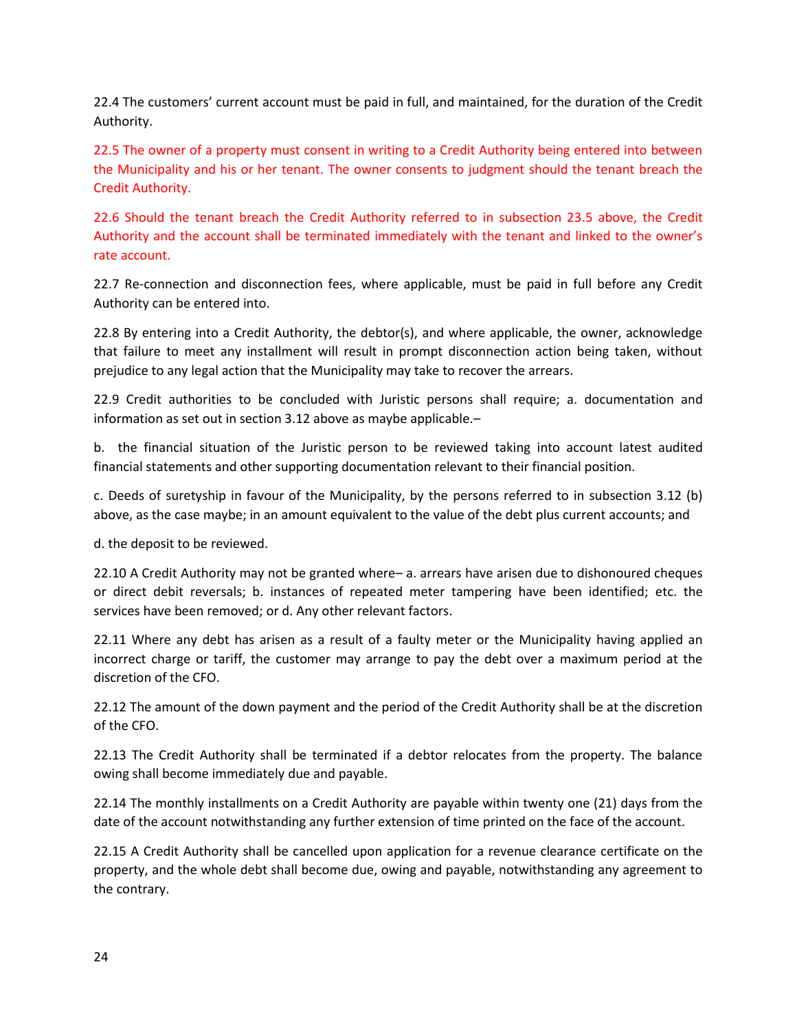22.4 The customers' current account must be paid in full, and maintained, for the duration of the Credit Authority.

22.5 The owner of a property must consent in writing to a Credit Authority being entered into between the Municipality and his or her tenant. The owner consents to judgment should the tenant breach the Credit Authority.

22.6 Should the tenant breach the Credit Authority referred to in subsection 23.5 above, the Credit Authority and the account shall be terminated immediately with the tenant and linked to the owner's rate account.

22.7 Re-connection and disconnection fees, where applicable, must be paid in full before any Credit Authority can be entered into.

22.8 By entering into a Credit Authority, the debtor(s), and where applicable, the owner, acknowledge that failure to meet any installment will result in prompt disconnection action being taken, without prejudice to any legal action that the Municipality may take to recover the arrears.

22.9 Credit authorities to be concluded with Juristic persons shall require; a. documentation and information as set out in section 3.12 above as maybe applicable.–

b. the financial situation of the Juristic person to be reviewed taking into account latest audited financial statements and other supporting documentation relevant to their financial position.

c. Deeds of suretyship in favour of the Municipality, by the persons referred to in subsection 3.12 (b) above, as the case maybe; in an amount equivalent to the value of the debt plus current accounts; and

d. the deposit to be reviewed.

22.10 A Credit Authority may not be granted where– a. arrears have arisen due to dishonoured cheques or direct debit reversals; b. instances of repeated meter tampering have been identified; etc. the services have been removed; or d. Any other relevant factors.

22.11 Where any debt has arisen as a result of a faulty meter or the Municipality having applied an incorrect charge or tariff, the customer may arrange to pay the debt over a maximum period at the discretion of the CFO.

22.12 The amount of the down payment and the period of the Credit Authority shall be at the discretion of the CFO.

22.13 The Credit Authority shall be terminated if a debtor relocates from the property. The balance owing shall become immediately due and payable.

22.14 The monthly installments on a Credit Authority are payable within twenty one (21) days from the date of the account notwithstanding any further extension of time printed on the face of the account.

22.15 A Credit Authority shall be cancelled upon application for a revenue clearance certificate on the property, and the whole debt shall become due, owing and payable, notwithstanding any agreement to the contrary.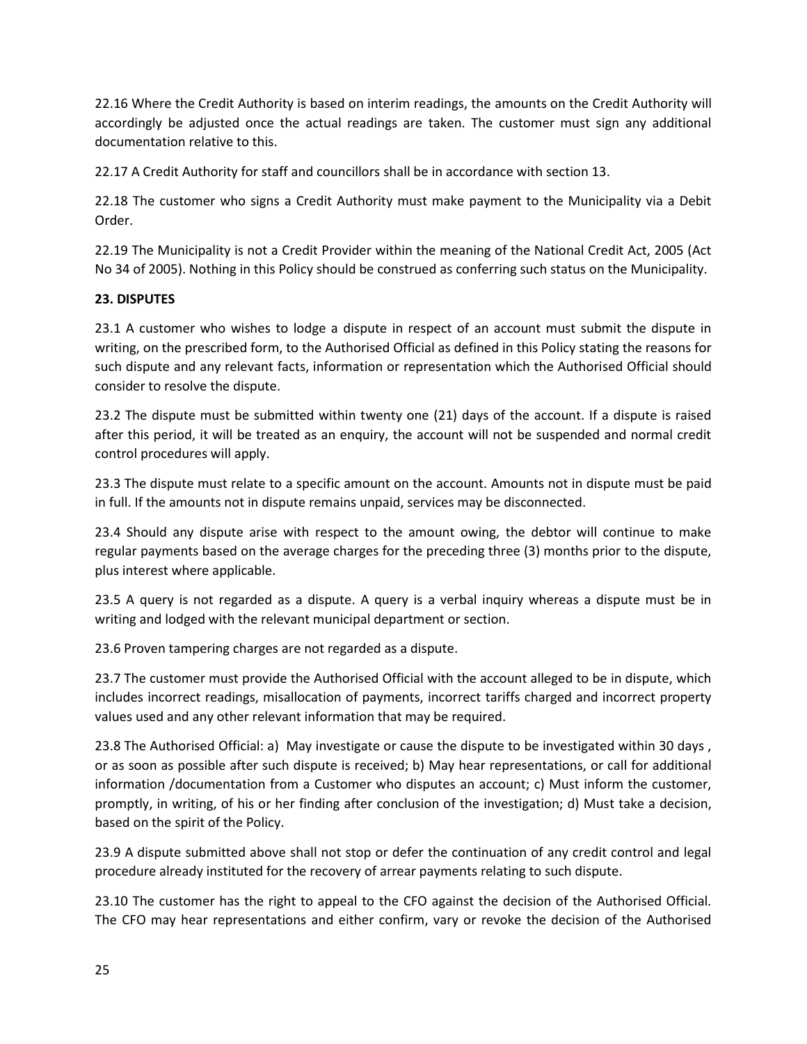22.16 Where the Credit Authority is based on interim readings, the amounts on the Credit Authority will accordingly be adjusted once the actual readings are taken. The customer must sign any additional documentation relative to this.

22.17 A Credit Authority for staff and councillors shall be in accordance with section 13.

22.18 The customer who signs a Credit Authority must make payment to the Municipality via a Debit Order.

22.19 The Municipality is not a Credit Provider within the meaning of the National Credit Act, 2005 (Act No 34 of 2005). Nothing in this Policy should be construed as conferring such status on the Municipality.

**23. DISPUTES**

23.1 A customer who wishes to lodge a dispute in respect of an account must submit the dispute in writing, on the prescribed form, to the Authorised Official as defined in this Policy stating the reasons for such dispute and any relevant facts, information or representation which the Authorised Official should consider to resolve the dispute.

23.2 The dispute must be submitted within twenty one (21) days of the account. If a dispute is raised after this period, it will be treated as an enquiry, the account will not be suspended and normal credit control procedures will apply.

23.3 The dispute must relate to a specific amount on the account. Amounts not in dispute must be paid in full. If the amounts not in dispute remains unpaid, services may be disconnected.

23.4 Should any dispute arise with respect to the amount owing, the debtor will continue to make regular payments based on the average charges for the preceding three (3) months prior to the dispute, plus interest where applicable.

23.5 A query is not regarded as a dispute. A query is a verbal inquiry whereas a dispute must be in writing and lodged with the relevant municipal department or section.

23.6 Proven tampering charges are not regarded as a dispute.

23.7 The customer must provide the Authorised Official with the account alleged to be in dispute, which includes incorrect readings, misallocation of payments, incorrect tariffs charged and incorrect property values used and any other relevant information that may be required.

23.8 The Authorised Official: a) May investigate or cause the dispute to be investigated within 30 days , or as soon as possible after such dispute is received; b) May hear representations, or call for additional information /documentation from a Customer who disputes an account; c) Must inform the customer, promptly, in writing, of his or her finding after conclusion of the investigation; d) Must take a decision, based on the spirit of the Policy.

23.9 A dispute submitted above shall not stop or defer the continuation of any credit control and legal procedure already instituted for the recovery of arrear payments relating to such dispute.

23.10 The customer has the right to appeal to the CFO against the decision of the Authorised Official. The CFO may hear representations and either confirm, vary or revoke the decision of the Authorised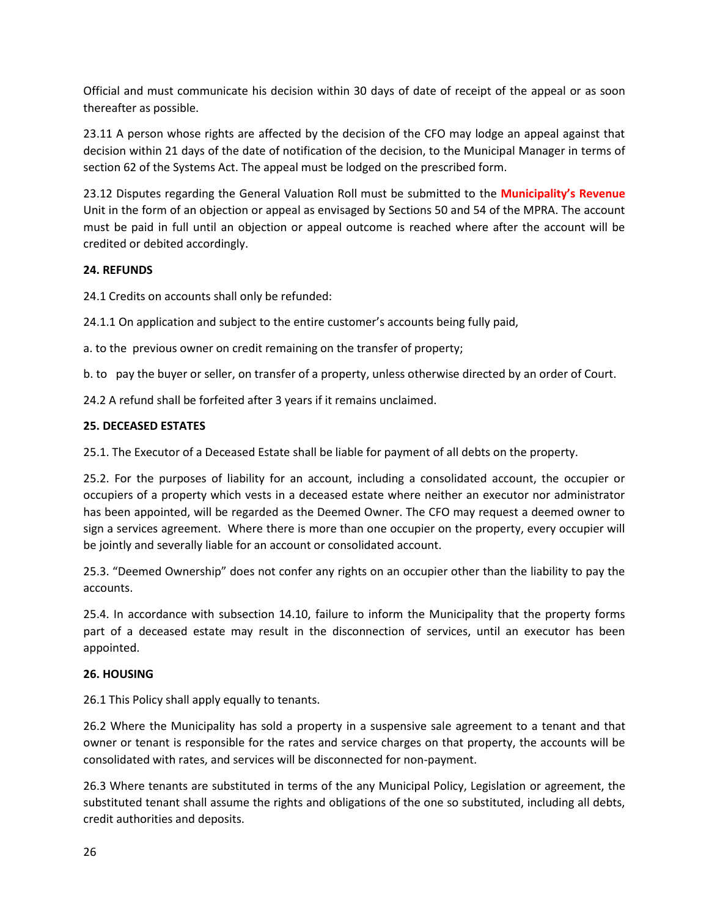Official and must communicate his decision within 30 days of date of receipt of the appeal or as soon thereafter as possible.

23.11 A person whose rights are affected by the decision of the CFO may lodge an appeal against that decision within 21 days of the date of notification of the decision, to the Municipal Manager in terms of section 62 of the Systems Act. The appeal must be lodged on the prescribed form.

23.12 Disputes regarding the General Valuation Roll must be submitted to the **Municipality's Revenue** Unit in the form of an objection or appeal as envisaged by Sections 50 and 54 of the MPRA. The account must be paid in full until an objection or appeal outcome is reached where after the account will be credited or debited accordingly.

**24. REFUNDS**

24.1 Credits on accounts shall only be refunded:

24.1.1 On application and subject to the entire customer's accounts being fully paid,

a. to the previous owner on credit remaining on the transfer of property;

b. to pay the buyer or seller, on transfer of a property, unless otherwise directed by an order of Court.

24.2 A refund shall be forfeited after 3 years if it remains unclaimed.

**25. DECEASED ESTATES**

25.1. The Executor of a Deceased Estate shall be liable for payment of all debts on the property.

25.2. For the purposes of liability for an account, including a consolidated account, the occupier or occupiers of a property which vests in a deceased estate where neither an executor nor administrator has been appointed, will be regarded as the Deemed Owner. The CFO may request a deemed owner to sign a services agreement. Where there is more than one occupier on the property, every occupier will be jointly and severally liable for an account or consolidated account.

25.3. "Deemed Ownership" does not confer any rights on an occupier other than the liability to pay the accounts.

25.4. In accordance with subsection 14.10, failure to inform the Municipality that the property forms part of a deceased estate may result in the disconnection of services, until an executor has been appointed.

**26. HOUSING**

26.1 This Policy shall apply equally to tenants.

26.2 Where the Municipality has sold a property in a suspensive sale agreement to a tenant and that owner or tenant is responsible for the rates and service charges on that property, the accounts will be consolidated with rates, and services will be disconnected for non-payment.

26.3 Where tenants are substituted in terms of the any Municipal Policy, Legislation or agreement, the substituted tenant shall assume the rights and obligations of the one so substituted, including all debts, credit authorities and deposits.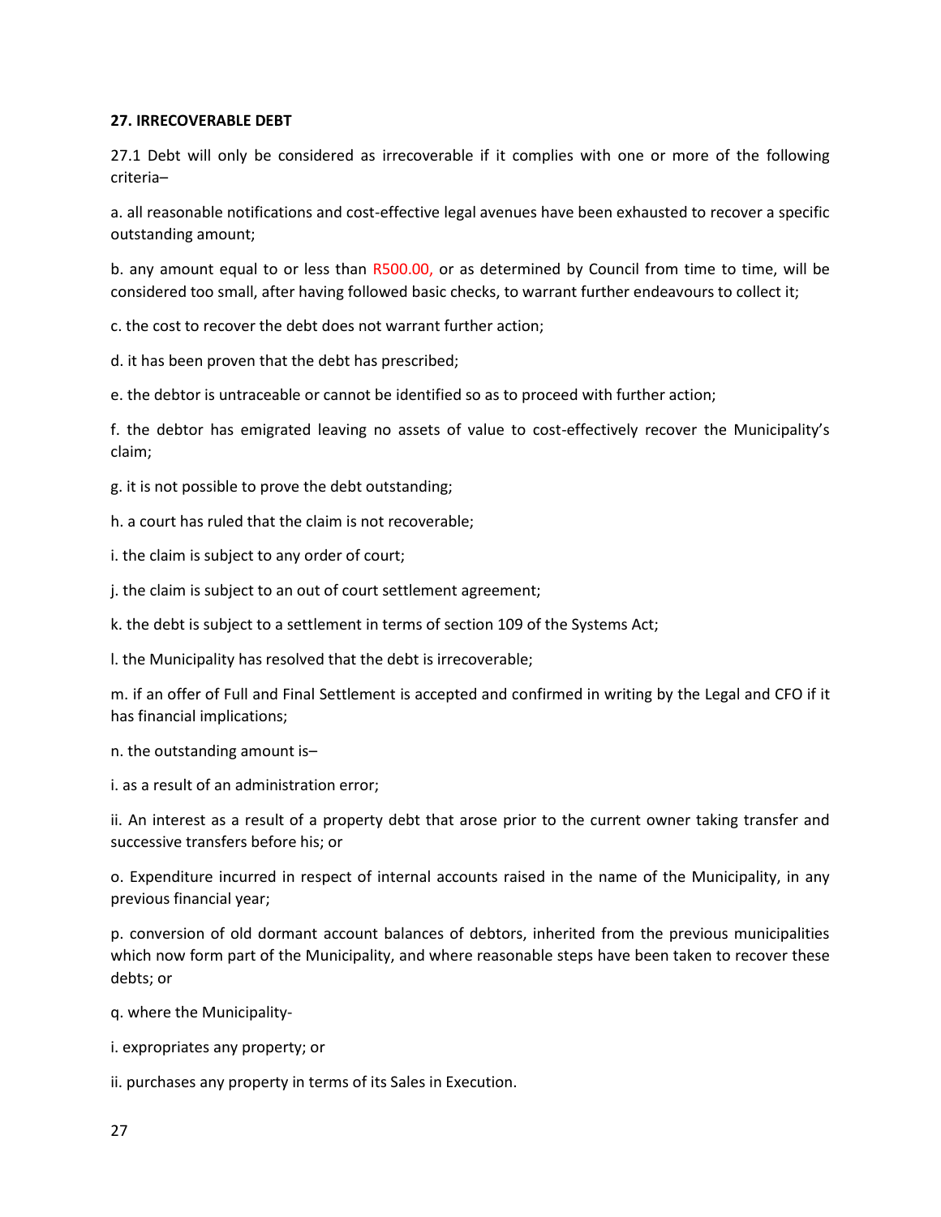**27. IRRECOVERABLE DEBT**

27.1 Debt will only be considered as irrecoverable if it complies with one or more of the following criteria–

a. all reasonable notifications and cost-effective legal avenues have been exhausted to recover a specific outstanding amount;

b. any amount equal to or less than R500.00, or as determined by Council from time to time, will be considered too small, after having followed basic checks, to warrant further endeavours to collect it;

c. the cost to recover the debt does not warrant further action;

d. it has been proven that the debt has prescribed;

e. the debtor is untraceable or cannot be identified so as to proceed with further action;

f. the debtor has emigrated leaving no assets of value to cost-effectively recover the Municipality's claim;

g. it is not possible to prove the debt outstanding;

h. a court has ruled that the claim is not recoverable;

i. the claim is subject to any order of court;

j. the claim is subject to an out of court settlement agreement;

k. the debt is subject to a settlement in terms of section 109 of the Systems Act;

l. the Municipality has resolved that the debt is irrecoverable;

m. if an offer of Full and Final Settlement is accepted and confirmed in writing by the Legal and CFO if it has financial implications;

n. the outstanding amount is–

i. as a result of an administration error;

ii. An interest as a result of a property debt that arose prior to the current owner taking transfer and successive transfers before his; or

o. Expenditure incurred in respect of internal accounts raised in the name of the Municipality, in any previous financial year;

p. conversion of old dormant account balances of debtors, inherited from the previous municipalities which now form part of the Municipality, and where reasonable steps have been taken to recover these debts; or

q. where the Municipality-

i. expropriates any property; or

ii. purchases any property in terms of its Sales in Execution.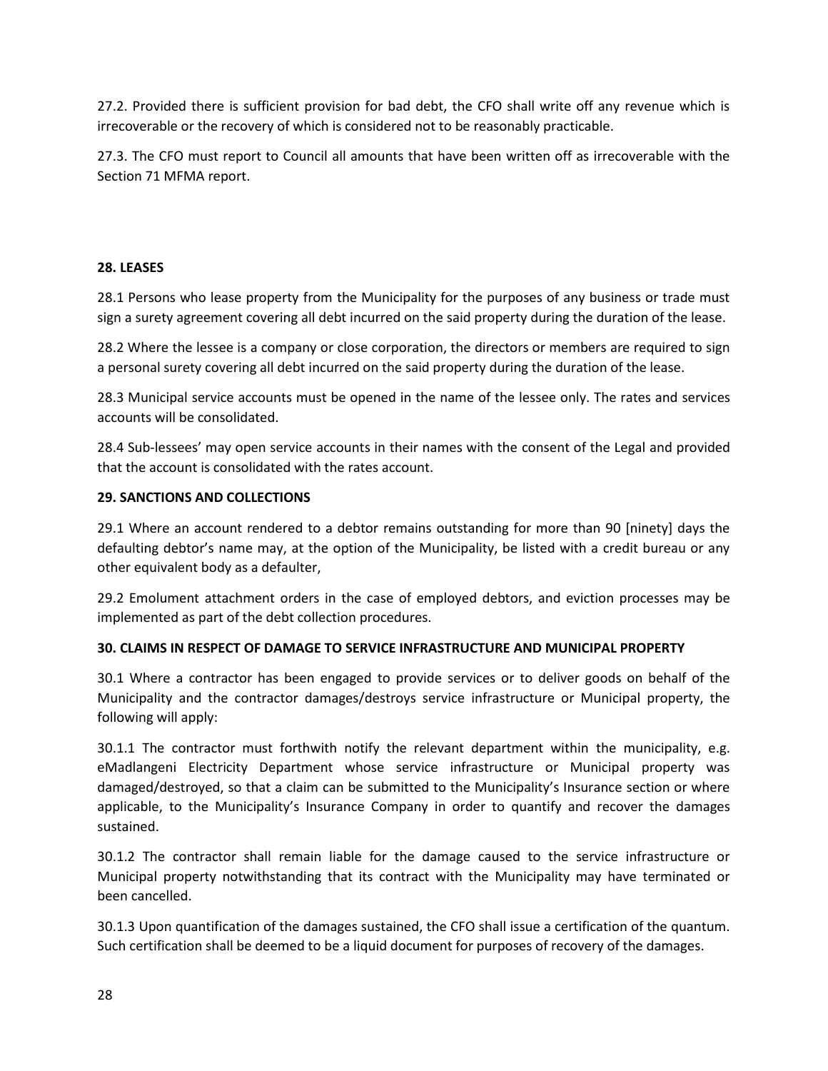27.2. Provided there is sufficient provision for bad debt, the CFO shall write off any revenue which is irrecoverable or the recovery of which is considered not to be reasonably practicable.

27.3. The CFO must report to Council all amounts that have been written off as irrecoverable with the Section 71 MFMA report.

**28. LEASES**

28.1 Persons who lease property from the Municipality for the purposes of any business or trade must sign a surety agreement covering all debt incurred on the said property during the duration of the lease.

28.2 Where the lessee is a company or close corporation, the directors or members are required to sign a personal surety covering all debt incurred on the said property during the duration of the lease.

28.3 Municipal service accounts must be opened in the name of the lessee only. The rates and services accounts will be consolidated.

28.4 Sub-lessees' may open service accounts in their names with the consent of the Legal and provided that the account is consolidated with the rates account.

**29. SANCTIONS AND COLLECTIONS**

29.1 Where an account rendered to a debtor remains outstanding for more than 90 [ninety] days the defaulting debtor's name may, at the option of the Municipality, be listed with a credit bureau or any other equivalent body as a defaulter,

29.2 Emolument attachment orders in the case of employed debtors, and eviction processes may be implemented as part of the debt collection procedures.

**30. CLAIMS IN RESPECT OF DAMAGE TO SERVICE INFRASTRUCTURE AND MUNICIPAL PROPERTY**

30.1 Where a contractor has been engaged to provide services or to deliver goods on behalf of the Municipality and the contractor damages/destroys service infrastructure or Municipal property, the following will apply:

30.1.1 The contractor must forthwith notify the relevant department within the municipality, e.g. eMadlangeni Electricity Department whose service infrastructure or Municipal property was damaged/destroyed, so that a claim can be submitted to the Municipality's Insurance section or where applicable, to the Municipality's Insurance Company in order to quantify and recover the damages sustained.

30.1.2 The contractor shall remain liable for the damage caused to the service infrastructure or Municipal property notwithstanding that its contract with the Municipality may have terminated or been cancelled.

30.1.3 Upon quantification of the damages sustained, the CFO shall issue a certification of the quantum. Such certification shall be deemed to be a liquid document for purposes of recovery of the damages.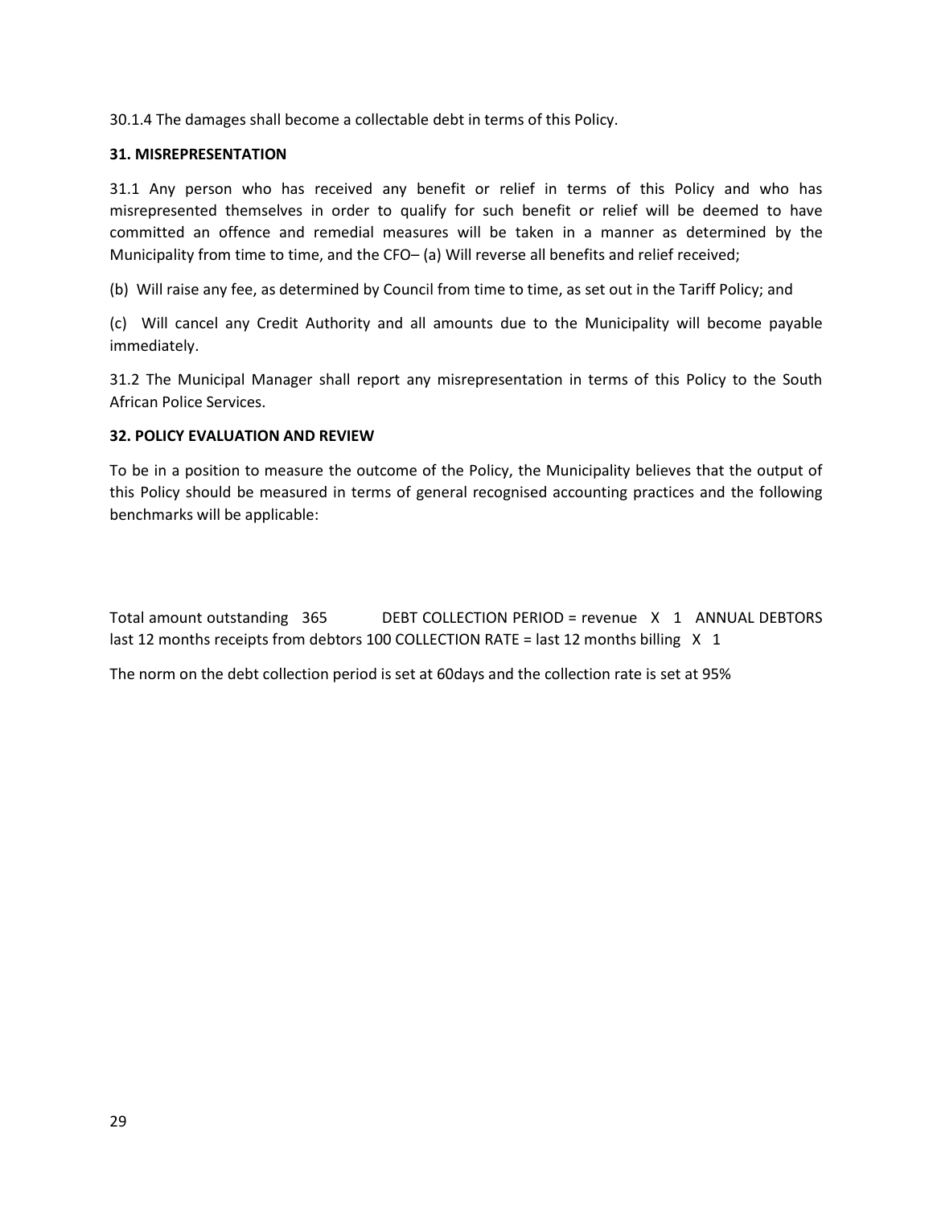30.1.4 The damages shall become a collectable debt in terms of this Policy.

**31. MISREPRESENTATION**

31.1 Any person who has received any benefit or relief in terms of this Policy and who has misrepresented themselves in order to qualify for such benefit or relief will be deemed to have committed an offence and remedial measures will be taken in a manner as determined by the Municipality from time to time, and the CFO– (a) Will reverse all benefits and relief received;

(b) Will raise any fee, as determined by Council from time to time, as set out in the Tariff Policy; and

(c) Will cancel any Credit Authority and all amounts due to the Municipality will become payable immediately.

31.2 The Municipal Manager shall report any misrepresentation in terms of this Policy to the South African Police Services.

**32. POLICY EVALUATION AND REVIEW**

To be in a position to measure the outcome of the Policy, the Municipality believes that the output of this Policy should be measured in terms of general recognised accounting practices and the following benchmarks will be applicable:

Total amount outstanding 365 DEBT COLLECTION PERIOD = revenue X 1 ANNUAL DEBTORS last 12 months receipts from debtors 100 COLLECTION RATE = last 12 months billing X 1

The norm on the debt collection period is set at 60days and the collection rate is set at 95%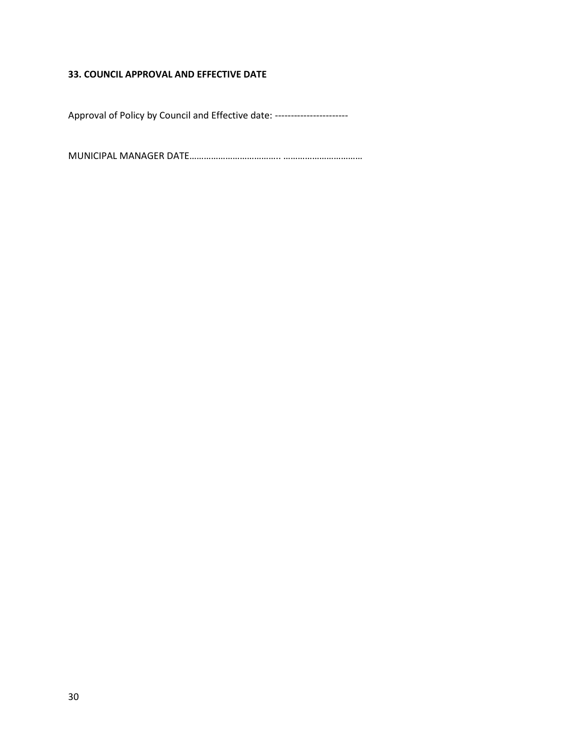## 33. COUNCIL APPROVAL AND EFFECTIVE DATE

Approval of Policy by Council and Effective date: ----------------------

MUNICIPAL MANAGER DATE……………………………….. ……………………………